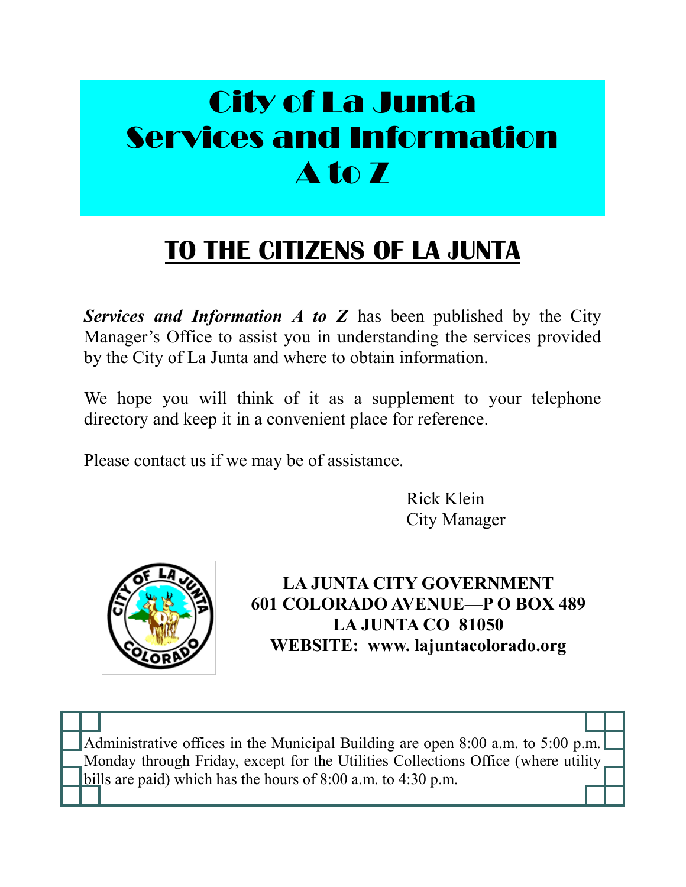# City of La Junta Services and Information A to Z

## TO THE CITIZENS OF LA JUNTA

***Services and Information A to Z*** has been published by the City Manager's Office to assist you in understanding the services provided by the City of La Junta and where to obtain information.

We hope you will think of it as a supplement to your telephone directory and keep it in a convenient place for reference.

Please contact us if we may be of assistance.

Rick Klein
City Manager

**LA JUNTA CITY GOVERNMENT**
**601 COLORADO AVENUE—P O BOX 489**
**LA JUNTA CO 81050**
**WEBSITE: www. lajuntacolorado.org**

Administrative offices in the Municipal Building are open 8:00 a.m. to 5:00 p.m. Monday through Friday, except for the Utilities Collections Office (where utility bills are paid) which has the hours of 8:00 a.m. to 4:30 p.m.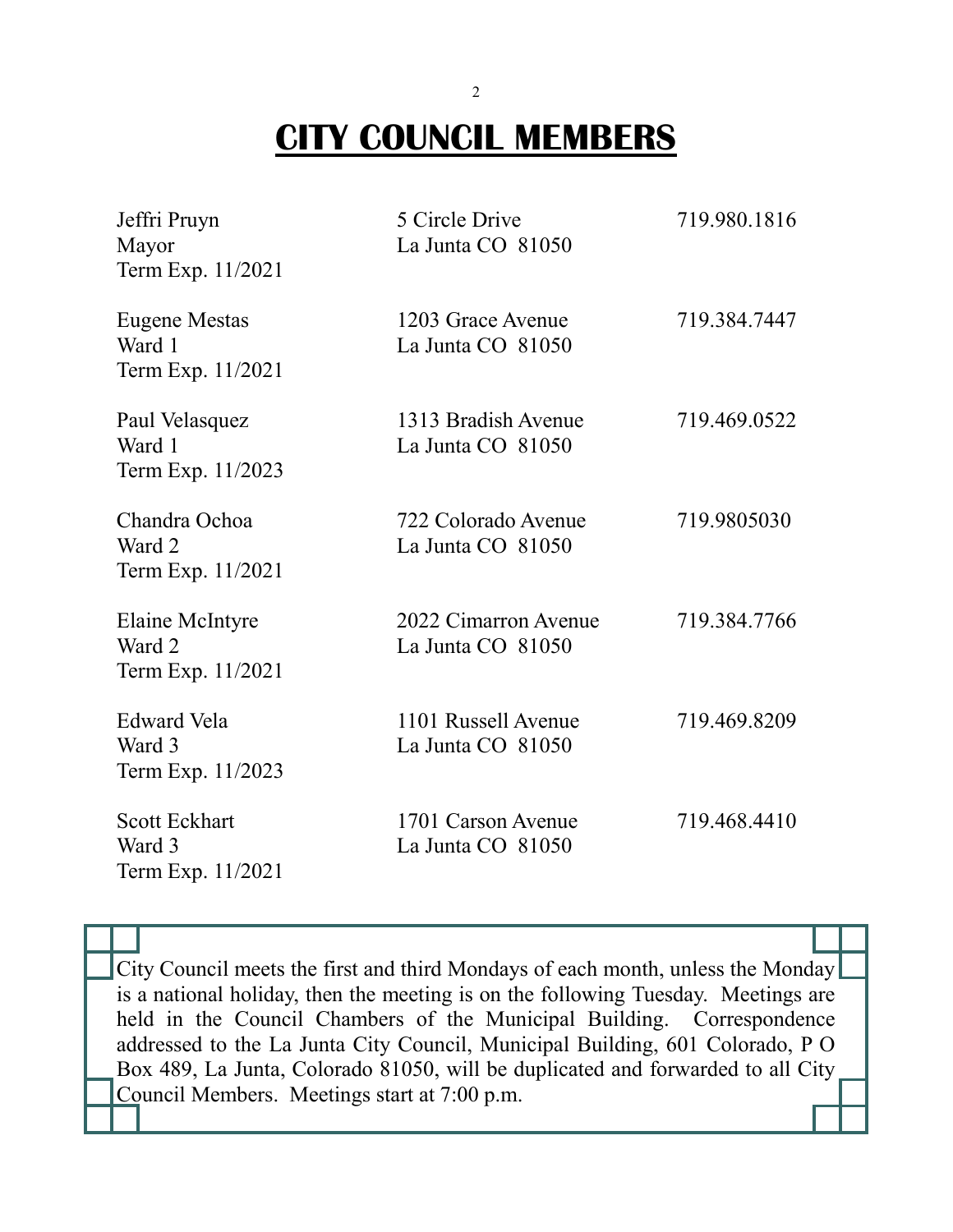# CITY COUNCIL MEMBERS

| | | |
|---|---|---|
| Jeffri Pruyn<br>Mayor<br>Term Exp. 11/2021 | 5 Circle Drive<br>La Junta CO 81050 | 719.980.1816 |
| Eugene Mestas<br>Ward 1<br>Term Exp. 11/2021 | 1203 Grace Avenue<br>La Junta CO 81050 | 719.384.7447 |
| Paul Velasquez<br>Ward 1<br>Term Exp. 11/2023 | 1313 Bradish Avenue<br>La Junta CO 81050 | 719.469.0522 |
| Chandra Ochoa<br>Ward 2<br>Term Exp. 11/2021 | 722 Colorado Avenue<br>La Junta CO 81050 | 719.9805030 |
| Elaine McIntyre<br>Ward 2<br>Term Exp. 11/2021 | 2022 Cimarron Avenue<br>La Junta CO 81050 | 719.384.7766 |
| Edward Vela<br>Ward 3<br>Term Exp. 11/2023 | 1101 Russell Avenue<br>La Junta CO 81050 | 719.469.8209 |
| Scott Eckhart<br>Ward 3<br>Term Exp. 11/2021 | 1701 Carson Avenue<br>La Junta CO 81050 | 719.468.4410 |

City Council meets the first and third Mondays of each month, unless the Monday is a national holiday, then the meeting is on the following Tuesday. Meetings are held in the Council Chambers of the Municipal Building. Correspondence addressed to the La Junta City Council, Municipal Building, 601 Colorado, P O Box 489, La Junta, Colorado 81050, will be duplicated and forwarded to all City Council Members. Meetings start at 7:00 p.m.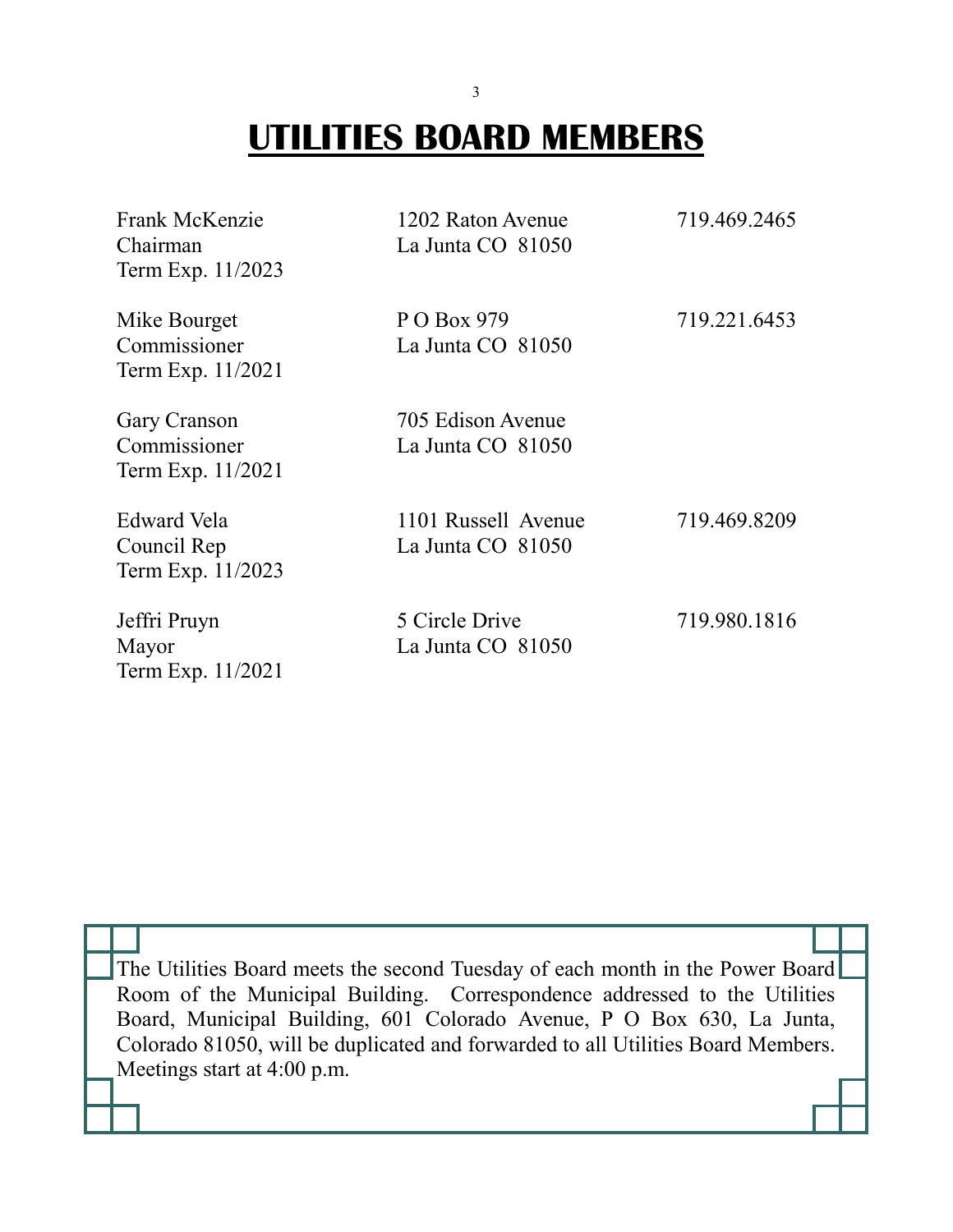# UTILITIES BOARD MEMBERS

| | | |
|---|---|---|
| Frank McKenzie<br>Chairman<br>Term Exp. 11/2023 | 1202 Raton Avenue<br>La Junta CO 81050 | 719.469.2465 |
| Mike Bourget<br>Commissioner<br>Term Exp. 11/2021 | P O Box 979<br>La Junta CO 81050 | 719.221.6453 |
| Gary Cranson<br>Commissioner<br>Term Exp. 11/2021 | 705 Edison Avenue<br>La Junta CO 81050 | |
| Edward Vela<br>Council Rep<br>Term Exp. 11/2023 | 1101 Russell Avenue<br>La Junta CO 81050 | 719.469.8209 |
| Jeffri Pruyn<br>Mayor<br>Term Exp. 11/2021 | 5 Circle Drive<br>La Junta CO 81050 | 719.980.1816 |

The Utilities Board meets the second Tuesday of each month in the Power Board Room of the Municipal Building. Correspondence addressed to the Utilities Board, Municipal Building, 601 Colorado Avenue, P O Box 630, La Junta, Colorado 81050, will be duplicated and forwarded to all Utilities Board Members. Meetings start at 4:00 p.m.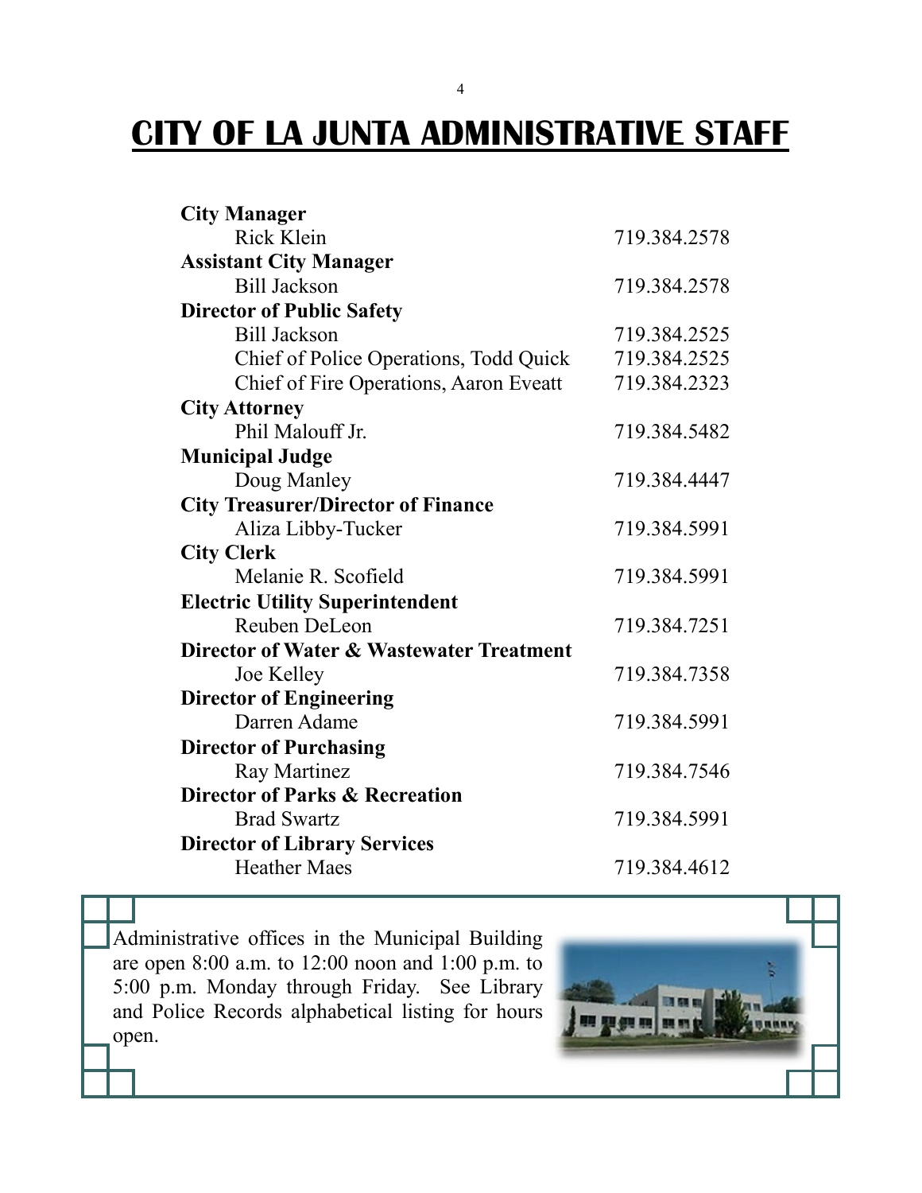# CITY OF LA JUNTA ADMINISTRATIVE STAFF

**City Manager**

| | |
|---|---|
| Rick Klein | 719.384.2578 |

**Assistant City Manager**

| | |
|---|---|
| Bill Jackson | 719.384.2578 |

**Director of Public Safety**

| | |
|---|---|
| Bill Jackson | 719.384.2525 |
| Chief of Police Operations, Todd Quick | 719.384.2525 |
| Chief of Fire Operations, Aaron Eveatt | 719.384.2323 |

**City Attorney**

| | |
|---|---|
| Phil Malouff Jr. | 719.384.5482 |

**Municipal Judge**

| | |
|---|---|
| Doug Manley | 719.384.4447 |

**City Treasurer/Director of Finance**

| | |
|---|---|
| Aliza Libby-Tucker | 719.384.5991 |

**City Clerk**

| | |
|---|---|
| Melanie R. Scofield | 719.384.5991 |

**Electric Utility Superintendent**

| | |
|---|---|
| Reuben DeLeon | 719.384.7251 |

**Director of Water & Wastewater Treatment**

| | |
|---|---|
| Joe Kelley | 719.384.7358 |

**Director of Engineering**

| | |
|---|---|
| Darren Adame | 719.384.5991 |

**Director of Purchasing**

| | |
|---|---|
| Ray Martinez | 719.384.7546 |

**Director of Parks & Recreation**

| | |
|---|---|
| Brad Swartz | 719.384.5991 |

**Director of Library Services**

| | |
|---|---|
| Heather Maes | 719.384.4612 |

Administrative offices in the Municipal Building are open 8:00 a.m. to 12:00 noon and 1:00 p.m. to 5:00 p.m. Monday through Friday. See Library and Police Records alphabetical listing for hours open.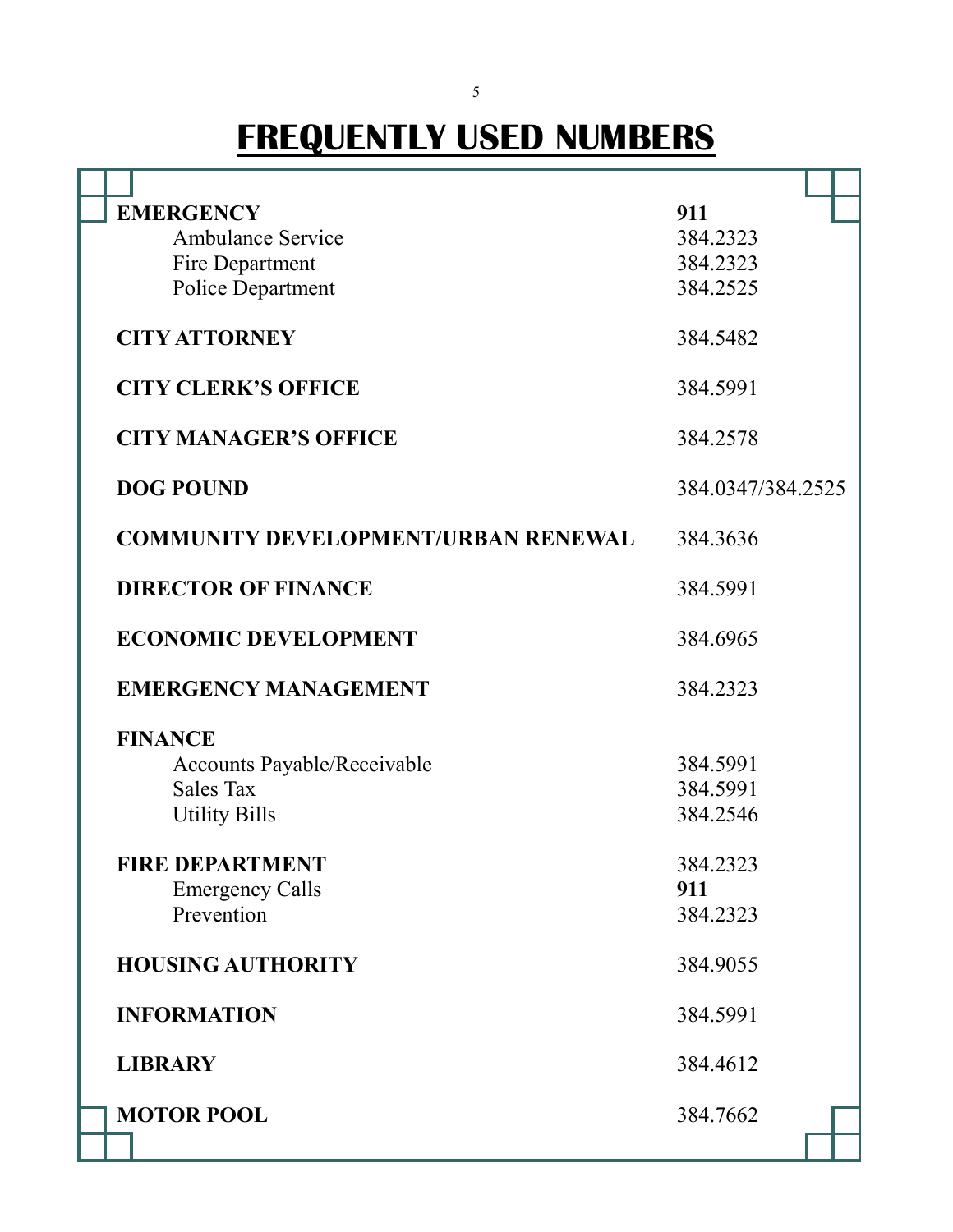# FREQUENTLY USED NUMBERS

| | |
|---|---|
| **EMERGENCY** | **911** |
| Ambulance Service | 384.2323 |
| Fire Department | 384.2323 |
| Police Department | 384.2525 |
| **CITY ATTORNEY** | 384.5482 |
| **CITY CLERK'S OFFICE** | 384.5991 |
| **CITY MANAGER'S OFFICE** | 384.2578 |
| **DOG POUND** | 384.0347/384.2525 |
| **COMMUNITY DEVELOPMENT/URBAN RENEWAL** | 384.3636 |
| **DIRECTOR OF FINANCE** | 384.5991 |
| **ECONOMIC DEVELOPMENT** | 384.6965 |
| **EMERGENCY MANAGEMENT** | 384.2323 |
| **FINANCE** | |
| Accounts Payable/Receivable | 384.5991 |
| Sales Tax | 384.5991 |
| Utility Bills | 384.2546 |
| **FIRE DEPARTMENT** | 384.2323 |
| Emergency Calls | **911** |
| Prevention | 384.2323 |
| **HOUSING AUTHORITY** | 384.9055 |
| **INFORMATION** | 384.5991 |
| **LIBRARY** | 384.4612 |
| **MOTOR POOL** | 384.7662 |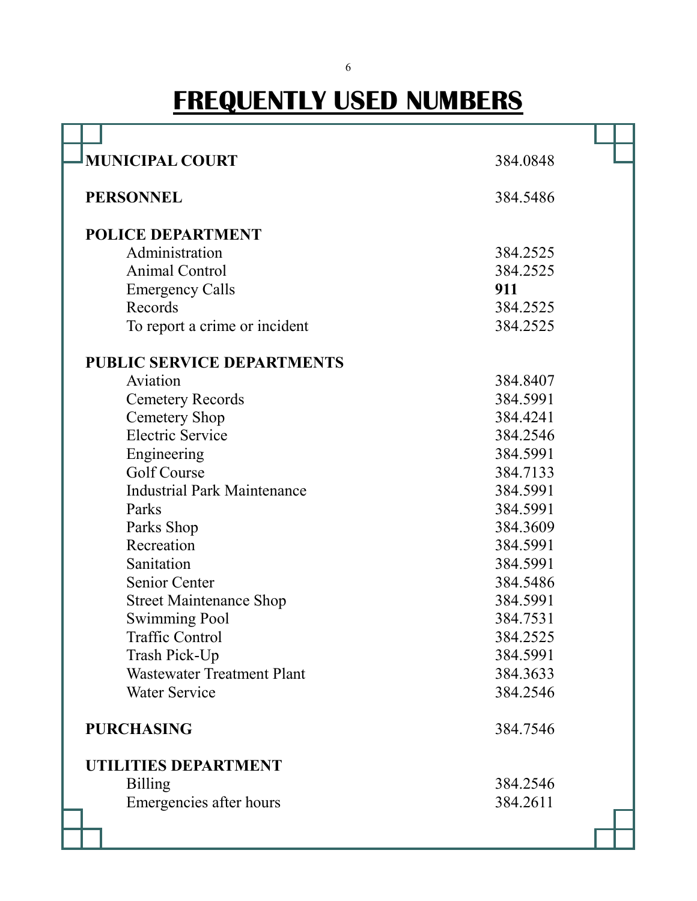# FREQUENTLY USED NUMBERS

| | |
|---|---|
| **MUNICIPAL COURT** | 384.0848 |
| **PERSONNEL** | 384.5486 |
| **POLICE DEPARTMENT** | |
| Administration | 384.2525 |
| Animal Control | 384.2525 |
| Emergency Calls | **911** |
| Records | 384.2525 |
| To report a crime or incident | 384.2525 |
| **PUBLIC SERVICE DEPARTMENTS** | |
| Aviation | 384.8407 |
| Cemetery Records | 384.5991 |
| Cemetery Shop | 384.4241 |
| Electric Service | 384.2546 |
| Engineering | 384.5991 |
| Golf Course | 384.7133 |
| Industrial Park Maintenance | 384.5991 |
| Parks | 384.5991 |
| Parks Shop | 384.3609 |
| Recreation | 384.5991 |
| Sanitation | 384.5991 |
| Senior Center | 384.5486 |
| Street Maintenance Shop | 384.5991 |
| Swimming Pool | 384.7531 |
| Traffic Control | 384.2525 |
| Trash Pick-Up | 384.5991 |
| Wastewater Treatment Plant | 384.3633 |
| Water Service | 384.2546 |
| **PURCHASING** | 384.7546 |
| **UTILITIES DEPARTMENT** | |
| Billing | 384.2546 |
| Emergencies after hours | 384.2611 |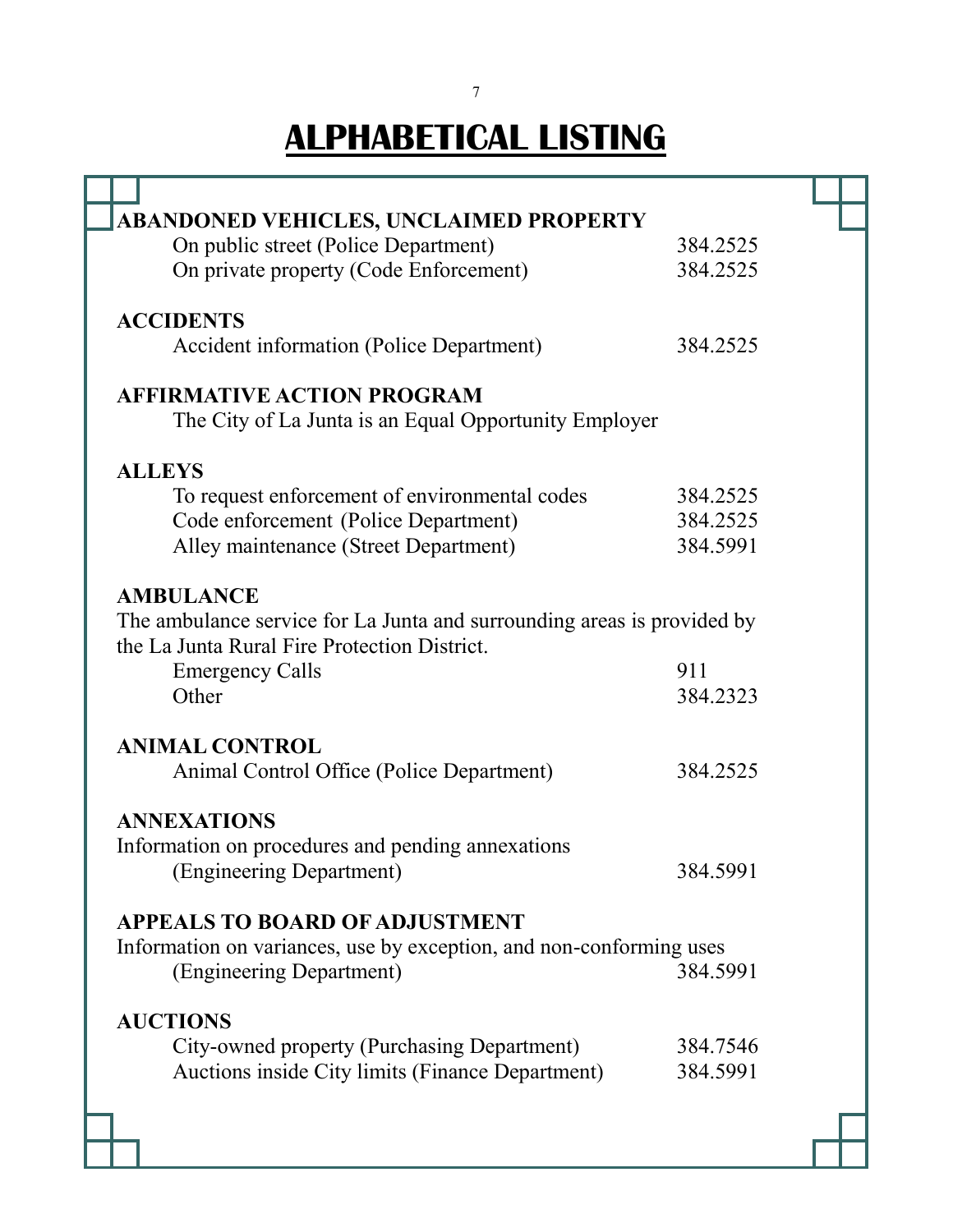# ALPHABETICAL LISTING

**ABANDONED VEHICLES, UNCLAIMED PROPERTY**

| | |
|---|---|
| On public street (Police Department) | 384.2525 |
| On private property (Code Enforcement) | 384.2525 |

**ACCIDENTS**

| | |
|---|---|
| Accident information (Police Department) | 384.2525 |

**AFFIRMATIVE ACTION PROGRAM**

The City of La Junta is an Equal Opportunity Employer

**ALLEYS**

| | |
|---|---|
| To request enforcement of environmental codes | 384.2525 |
| Code enforcement (Police Department) | 384.2525 |
| Alley maintenance (Street Department) | 384.5991 |

**AMBULANCE**

The ambulance service for La Junta and surrounding areas is provided by the La Junta Rural Fire Protection District.

| | |
|---|---|
| Emergency Calls | 911 |
| Other | 384.2323 |

**ANIMAL CONTROL**

| | |
|---|---|
| Animal Control Office (Police Department) | 384.2525 |

**ANNEXATIONS**

Information on procedures and pending annexations

| | |
|---|---|
| (Engineering Department) | 384.5991 |

**APPEALS TO BOARD OF ADJUSTMENT**

Information on variances, use by exception, and non-conforming uses

| | |
|---|---|
| (Engineering Department) | 384.5991 |

**AUCTIONS**

| | |
|---|---|
| City-owned property (Purchasing Department) | 384.7546 |
| Auctions inside City limits (Finance Department) | 384.5991 |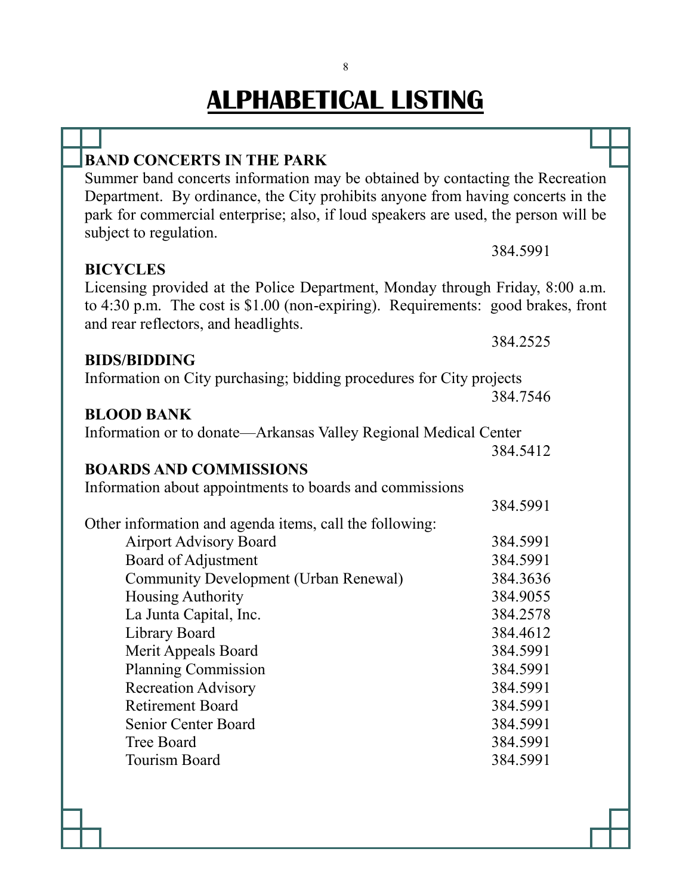# ALPHABETICAL LISTING

**BAND CONCERTS IN THE PARK**

Summer band concerts information may be obtained by contacting the Recreation Department. By ordinance, the City prohibits anyone from having concerts in the park for commercial enterprise; also, if loud speakers are used, the person will be subject to regulation.

384.5991

**BICYCLES**

Licensing provided at the Police Department, Monday through Friday, 8:00 a.m. to 4:30 p.m. The cost is $1.00 (non-expiring). Requirements: good brakes, front and rear reflectors, and headlights.

384.2525

**BIDS/BIDDING**

Information on City purchasing; bidding procedures for City projects

384.7546

**BLOOD BANK**

Information or to donate—Arkansas Valley Regional Medical Center

384.5412

**BOARDS AND COMMISSIONS**

Information about appointments to boards and commissions

384.5991

Other information and agenda items, call the following:

| | |
|---|---|
| Airport Advisory Board | 384.5991 |
| Board of Adjustment | 384.5991 |
| Community Development (Urban Renewal) | 384.3636 |
| Housing Authority | 384.9055 |
| La Junta Capital, Inc. | 384.2578 |
| Library Board | 384.4612 |
| Merit Appeals Board | 384.5991 |
| Planning Commission | 384.5991 |
| Recreation Advisory | 384.5991 |
| Retirement Board | 384.5991 |
| Senior Center Board | 384.5991 |
| Tree Board | 384.5991 |
| Tourism Board | 384.5991 |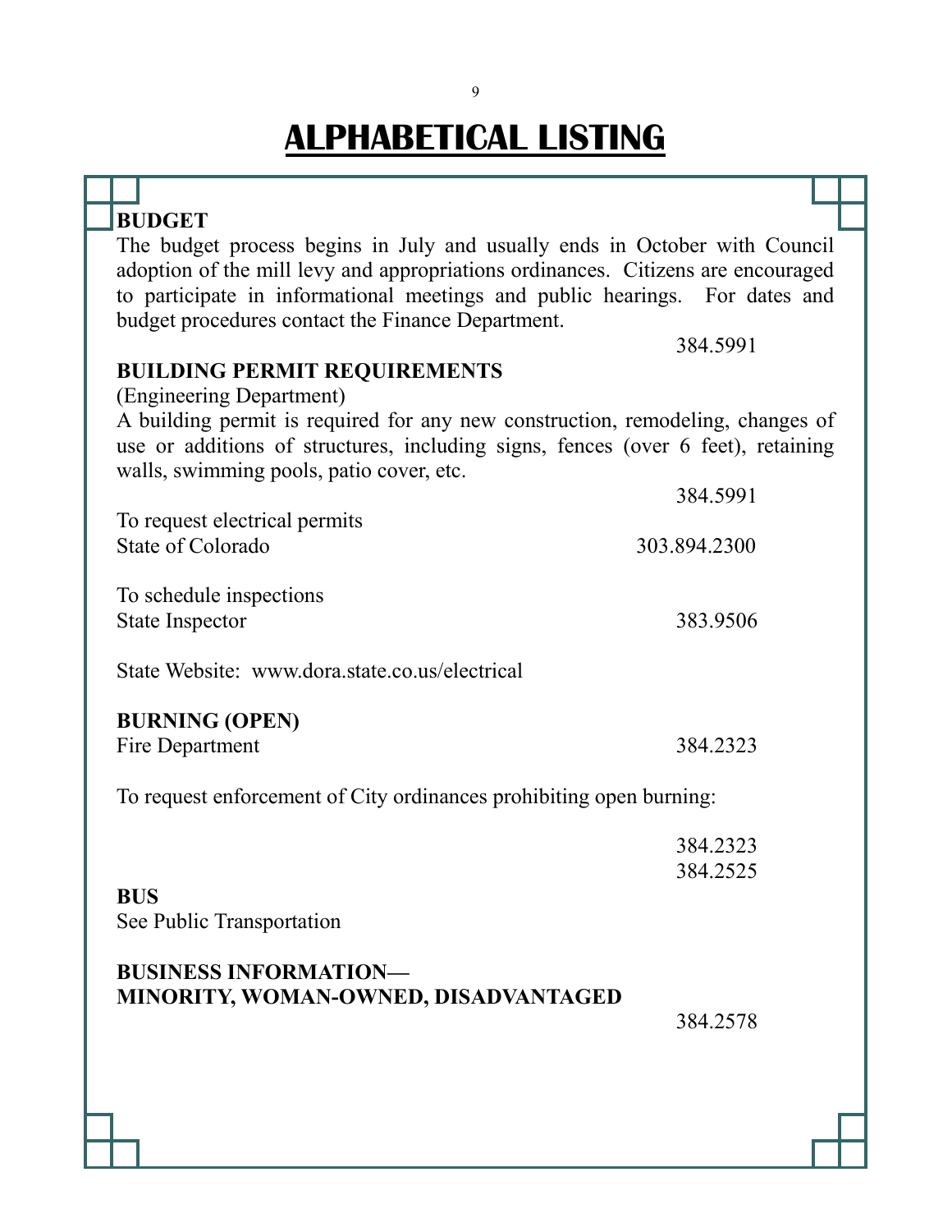# ALPHABETICAL LISTING

**BUDGET**

The budget process begins in July and usually ends in October with Council adoption of the mill levy and appropriations ordinances. Citizens are encouraged to participate in informational meetings and public hearings. For dates and budget procedures contact the Finance Department.

384.5991

**BUILDING PERMIT REQUIREMENTS**

(Engineering Department)

A building permit is required for any new construction, remodeling, changes of use or additions of structures, including signs, fences (over 6 feet), retaining walls, swimming pools, patio cover, etc.

384.5991

To request electrical permits
State of Colorado — 303.894.2300

To schedule inspections
State Inspector — 383.9506

State Website: www.dora.state.co.us/electrical

**BURNING (OPEN)**

Fire Department — 384.2323

To request enforcement of City ordinances prohibiting open burning:

384.2323
384.2525

**BUS**

See Public Transportation

**BUSINESS INFORMATION—**
**MINORITY, WOMAN-OWNED, DISADVANTAGED**

384.2578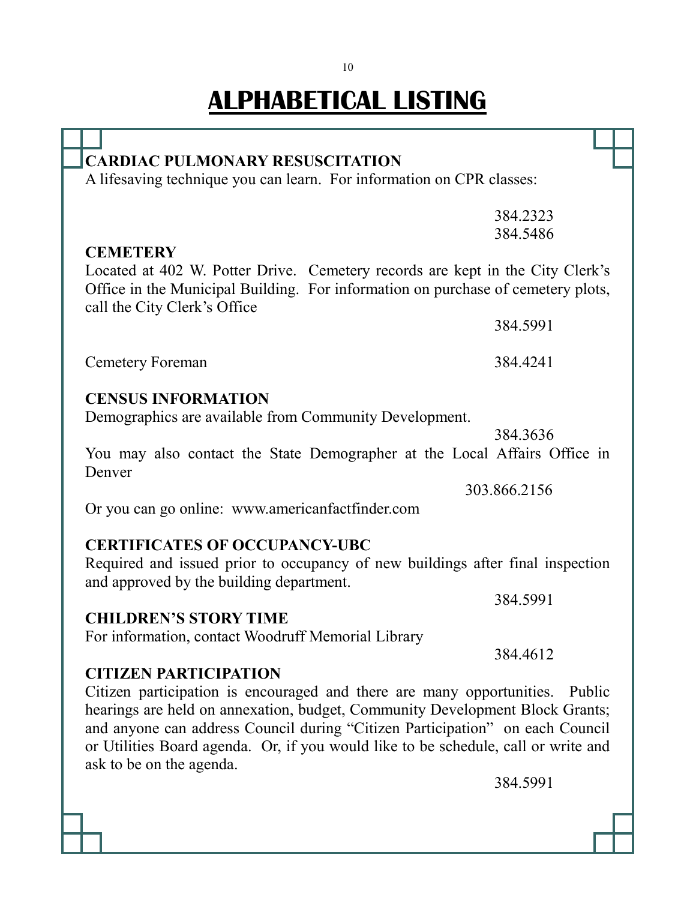# ALPHABETICAL LISTING

**CARDIAC PULMONARY RESUSCITATION**

A lifesaving technique you can learn. For information on CPR classes:

384.2323
384.5486

**CEMETERY**

Located at 402 W. Potter Drive. Cemetery records are kept in the City Clerk's Office in the Municipal Building. For information on purchase of cemetery plots, call the City Clerk's Office

384.5991

Cemetery Foreman 384.4241

**CENSUS INFORMATION**

Demographics are available from Community Development.

384.3636

You may also contact the State Demographer at the Local Affairs Office in Denver

303.866.2156

Or you can go online: www.americanfactfinder.com

**CERTIFICATES OF OCCUPANCY-UBC**

Required and issued prior to occupancy of new buildings after final inspection and approved by the building department.

384.5991

**CHILDREN'S STORY TIME**

For information, contact Woodruff Memorial Library

384.4612

**CITIZEN PARTICIPATION**

Citizen participation is encouraged and there are many opportunities. Public hearings are held on annexation, budget, Community Development Block Grants; and anyone can address Council during "Citizen Participation" on each Council or Utilities Board agenda. Or, if you would like to be schedule, call or write and ask to be on the agenda.

384.5991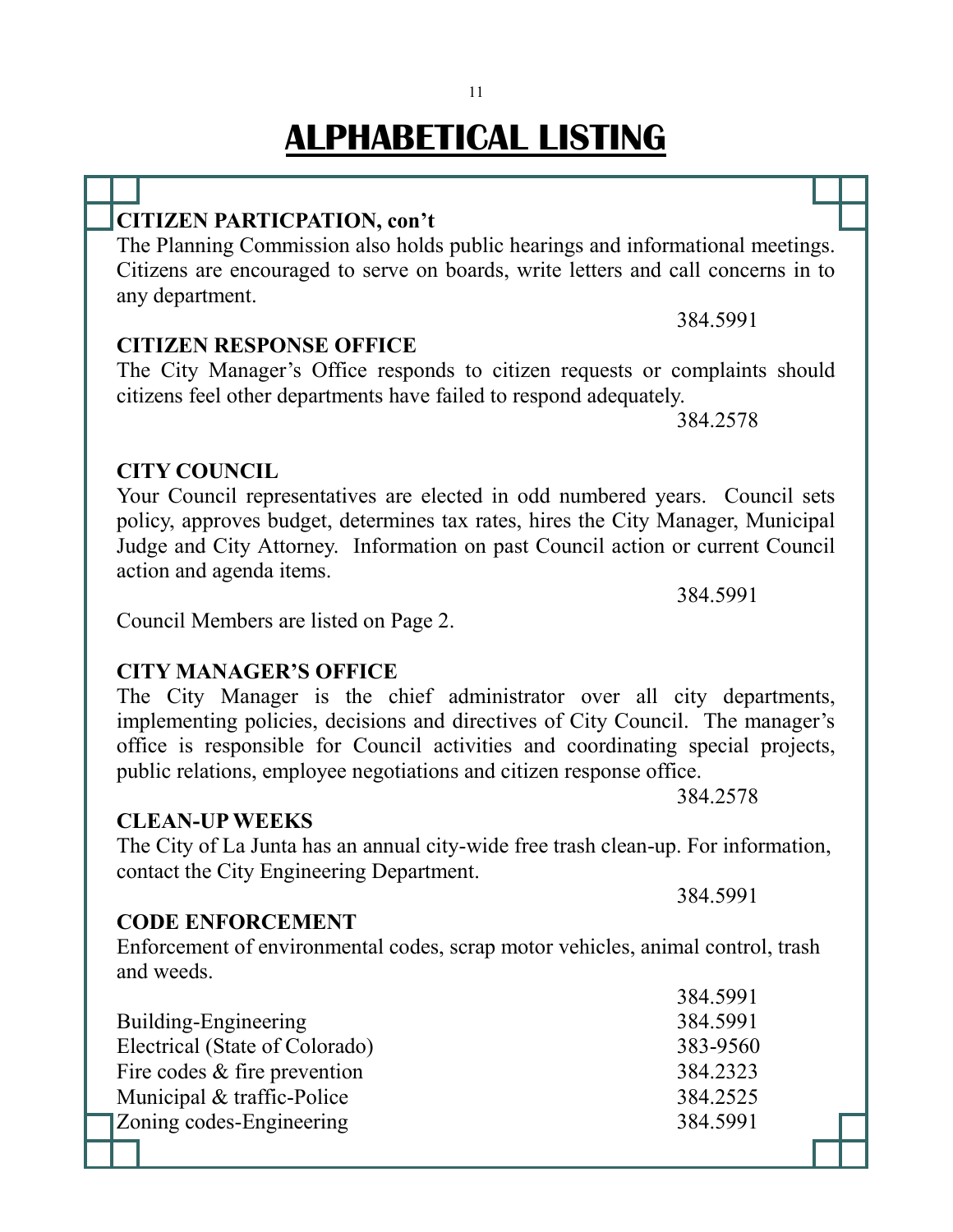# ALPHABETICAL LISTING

**CITIZEN PARTICPATION, con't**

The Planning Commission also holds public hearings and informational meetings. Citizens are encouraged to serve on boards, write letters and call concerns in to any department.

384.5991

**CITIZEN RESPONSE OFFICE**

The City Manager's Office responds to citizen requests or complaints should citizens feel other departments have failed to respond adequately.

384.2578

**CITY COUNCIL**

Your Council representatives are elected in odd numbered years. Council sets policy, approves budget, determines tax rates, hires the City Manager, Municipal Judge and City Attorney. Information on past Council action or current Council action and agenda items.

384.5991

Council Members are listed on Page 2.

**CITY MANAGER'S OFFICE**

The City Manager is the chief administrator over all city departments, implementing policies, decisions and directives of City Council. The manager's office is responsible for Council activities and coordinating special projects, public relations, employee negotiations and citizen response office.

384.2578

**CLEAN-UP WEEKS**

The City of La Junta has an annual city-wide free trash clean-up. For information, contact the City Engineering Department.

384.5991

**CODE ENFORCEMENT**

Enforcement of environmental codes, scrap motor vehicles, animal control, trash and weeds.

384.5991

| | |
|---|---|
| Building-Engineering | 384.5991 |
| Electrical (State of Colorado) | 383-9560 |
| Fire codes & fire prevention | 384.2323 |
| Municipal & traffic-Police | 384.2525 |
| Zoning codes-Engineering | 384.5991 |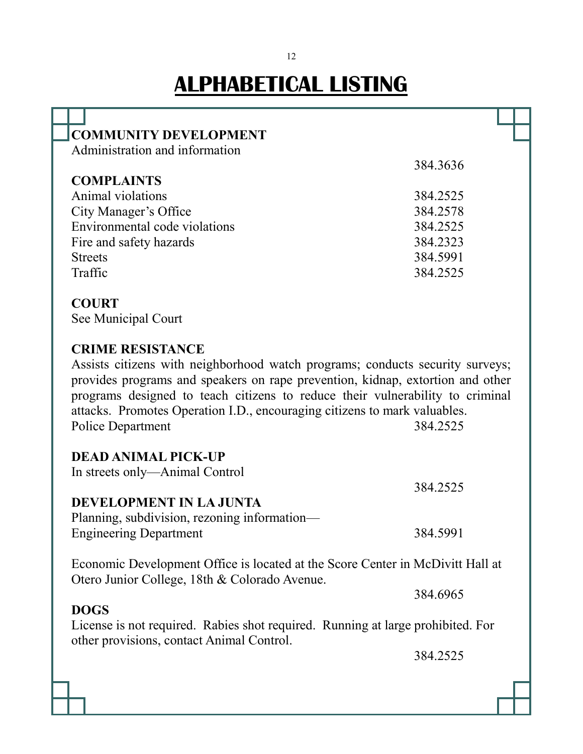# ALPHABETICAL LISTING

**COMMUNITY DEVELOPMENT**
Administration and information
384.3636

**COMPLAINTS**

| | |
|---|---|
| Animal violations | 384.2525 |
| City Manager's Office | 384.2578 |
| Environmental code violations | 384.2525 |
| Fire and safety hazards | 384.2323 |
| Streets | 384.5991 |
| Traffic | 384.2525 |

**COURT**
See Municipal Court

**CRIME RESISTANCE**
Assists citizens with neighborhood watch programs; conducts security surveys; provides programs and speakers on rape prevention, kidnap, extortion and other programs designed to teach citizens to reduce their vulnerability to criminal attacks. Promotes Operation I.D., encouraging citizens to mark valuables.
Police Department 384.2525

**DEAD ANIMAL PICK-UP**
In streets only—Animal Control
384.2525

**DEVELOPMENT IN LA JUNTA**
Planning, subdivision, rezoning information—
Engineering Department 384.5991

Economic Development Office is located at the Score Center in McDivitt Hall at Otero Junior College, 18th & Colorado Avenue.
384.6965

**DOGS**
License is not required. Rabies shot required. Running at large prohibited. For other provisions, contact Animal Control.
384.2525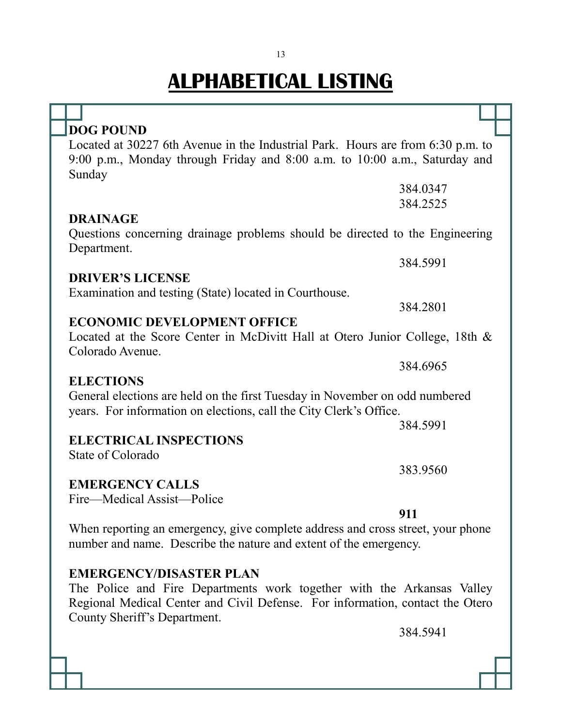# ALPHABETICAL LISTING

**DOG POUND**

Located at 30227 6th Avenue in the Industrial Park. Hours are from 6:30 p.m. to 9:00 p.m., Monday through Friday and 8:00 a.m. to 10:00 a.m., Saturday and Sunday

384.0347
384.2525

**DRAINAGE**

Questions concerning drainage problems should be directed to the Engineering Department.

384.5991

**DRIVER'S LICENSE**

Examination and testing (State) located in Courthouse.

384.2801

**ECONOMIC DEVELOPMENT OFFICE**

Located at the Score Center in McDivitt Hall at Otero Junior College, 18th & Colorado Avenue.

384.6965

**ELECTIONS**

General elections are held on the first Tuesday in November on odd numbered years. For information on elections, call the City Clerk's Office.

384.5991

**ELECTRICAL INSPECTIONS**

State of Colorado

383.9560

**EMERGENCY CALLS**

Fire—Medical Assist—Police

**911**

When reporting an emergency, give complete address and cross street, your phone number and name. Describe the nature and extent of the emergency.

**EMERGENCY/DISASTER PLAN**

The Police and Fire Departments work together with the Arkansas Valley Regional Medical Center and Civil Defense. For information, contact the Otero County Sheriff's Department.

384.5941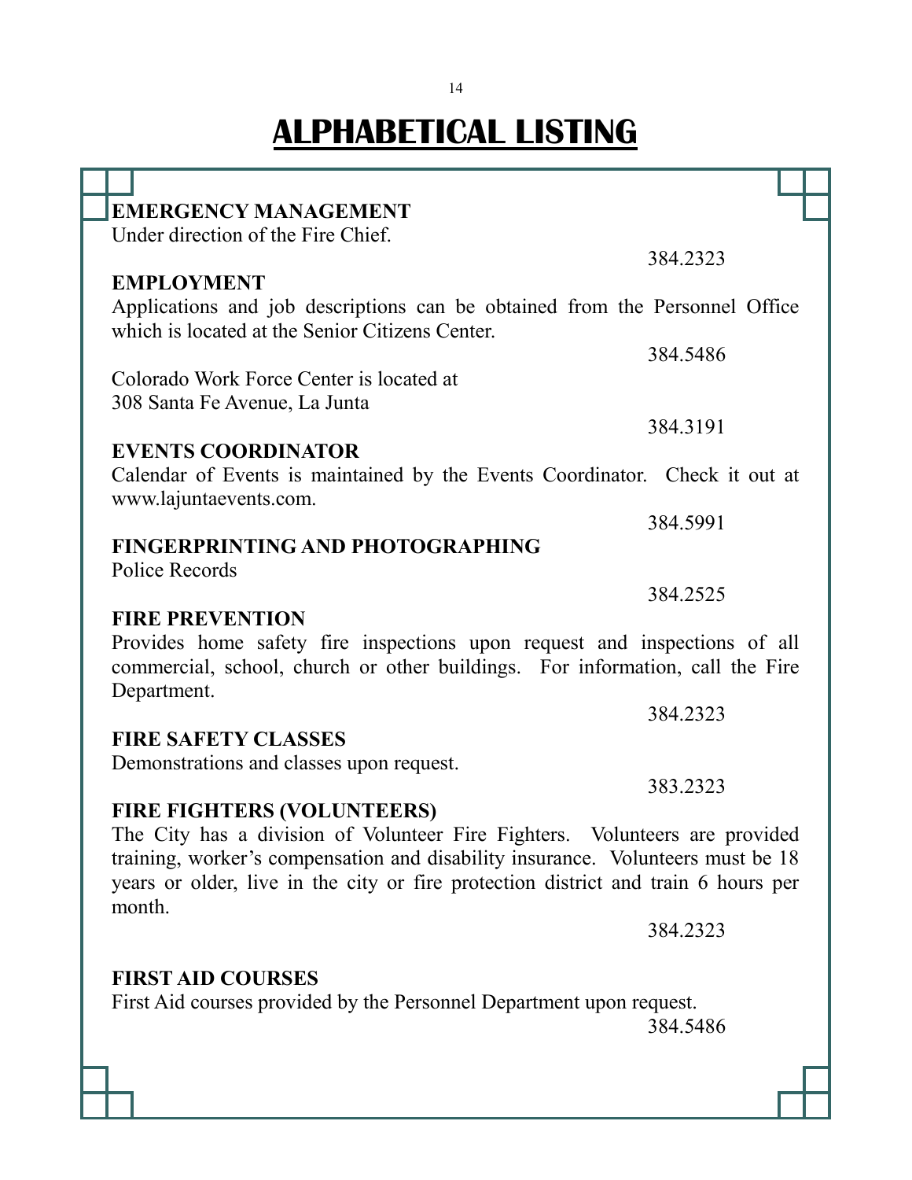# ALPHABETICAL LISTING

**EMERGENCY MANAGEMENT**
Under direction of the Fire Chief.

384.2323

**EMPLOYMENT**
Applications and job descriptions can be obtained from the Personnel Office which is located at the Senior Citizens Center.

384.5486

Colorado Work Force Center is located at
308 Santa Fe Avenue, La Junta

384.3191

**EVENTS COORDINATOR**
Calendar of Events is maintained by the Events Coordinator. Check it out at www.lajuntaevents.com.

384.5991

**FINGERPRINTING AND PHOTOGRAPHING**
Police Records

384.2525

**FIRE PREVENTION**
Provides home safety fire inspections upon request and inspections of all commercial, school, church or other buildings. For information, call the Fire Department.

384.2323

**FIRE SAFETY CLASSES**
Demonstrations and classes upon request.

383.2323

**FIRE FIGHTERS (VOLUNTEERS)**
The City has a division of Volunteer Fire Fighters. Volunteers are provided training, worker's compensation and disability insurance. Volunteers must be 18 years or older, live in the city or fire protection district and train 6 hours per month.

384.2323

**FIRST AID COURSES**
First Aid courses provided by the Personnel Department upon request.

384.5486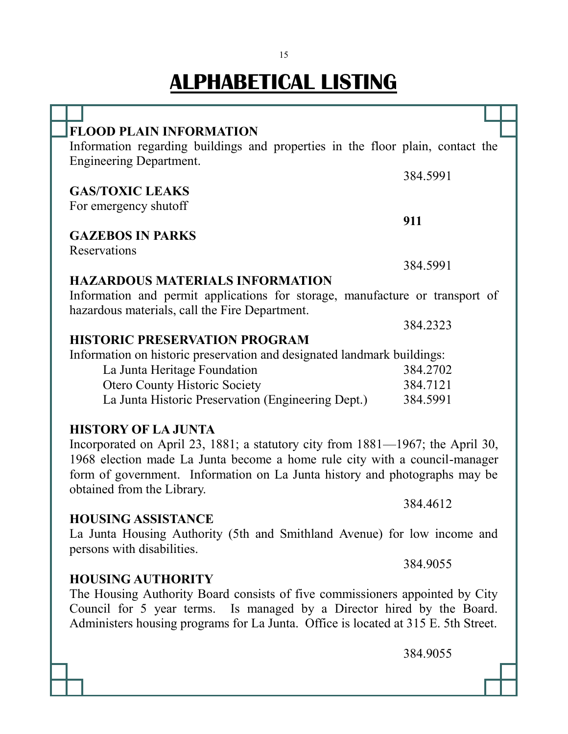# ALPHABETICAL LISTING

**FLOOD PLAIN INFORMATION**
Information regarding buildings and properties in the floor plain, contact the Engineering Department.

384.5991

**GAS/TOXIC LEAKS**
For emergency shutoff

**911**

**GAZEBOS IN PARKS**
Reservations

384.5991

**HAZARDOUS MATERIALS INFORMATION**
Information and permit applications for storage, manufacture or transport of hazardous materials, call the Fire Department.

384.2323

**HISTORIC PRESERVATION PROGRAM**
Information on historic preservation and designated landmark buildings:

| | |
|---|---|
| La Junta Heritage Foundation | 384.2702 |
| Otero County Historic Society | 384.7121 |
| La Junta Historic Preservation (Engineering Dept.) | 384.5991 |

**HISTORY OF LA JUNTA**
Incorporated on April 23, 1881; a statutory city from 1881—1967; the April 30, 1968 election made La Junta become a home rule city with a council-manager form of government. Information on La Junta history and photographs may be obtained from the Library.

384.4612

**HOUSING ASSISTANCE**
La Junta Housing Authority (5th and Smithland Avenue) for low income and persons with disabilities.

384.9055

**HOUSING AUTHORITY**
The Housing Authority Board consists of five commissioners appointed by City Council for 5 year terms. Is managed by a Director hired by the Board. Administers housing programs for La Junta. Office is located at 315 E. 5th Street.

384.9055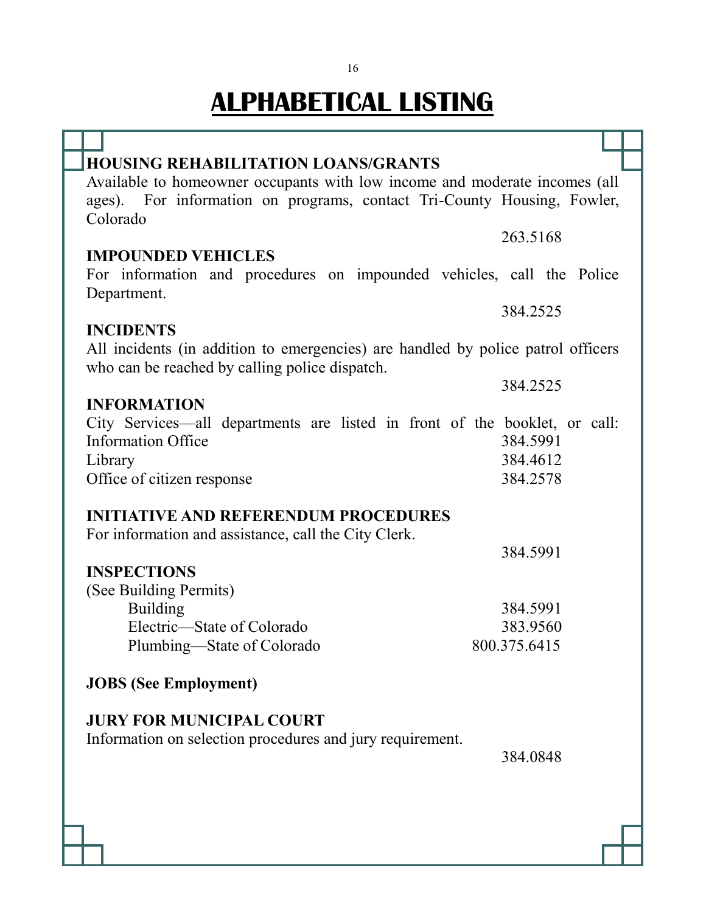# ALPHABETICAL LISTING

**HOUSING REHABILITATION LOANS/GRANTS**

Available to homeowner occupants with low income and moderate incomes (all ages). For information on programs, contact Tri-County Housing, Fowler, Colorado

263.5168

**IMPOUNDED VEHICLES**

For information and procedures on impounded vehicles, call the Police Department.

384.2525

**INCIDENTS**

All incidents (in addition to emergencies) are handled by police patrol officers who can be reached by calling police dispatch.

384.2525

**INFORMATION**

City Services—all departments are listed in front of the booklet, or call:

| | |
|---|---|
| Information Office | 384.5991 |
| Library | 384.4612 |
| Office of citizen response | 384.2578 |

**INITIATIVE AND REFERENDUM PROCEDURES**

For information and assistance, call the City Clerk.

384.5991

**INSPECTIONS**

(See Building Permits)

| | |
|---|---|
| Building | 384.5991 |
| Electric—State of Colorado | 383.9560 |
| Plumbing—State of Colorado | 800.375.6415 |

**JOBS (See Employment)**

**JURY FOR MUNICIPAL COURT**

Information on selection procedures and jury requirement.

384.0848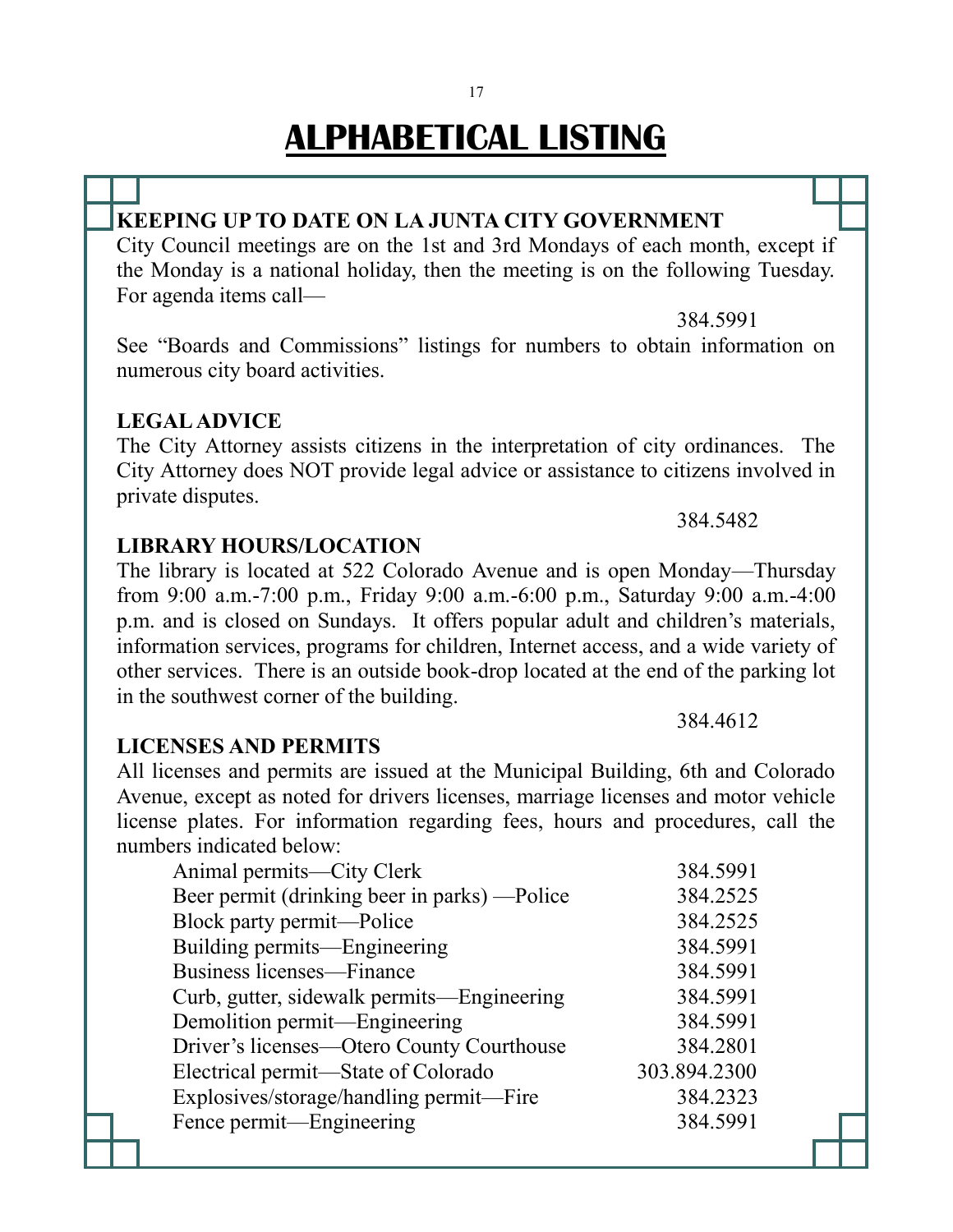# ALPHABETICAL LISTING

**KEEPING UP TO DATE ON LA JUNTA CITY GOVERNMENT**

City Council meetings are on the 1st and 3rd Mondays of each month, except if the Monday is a national holiday, then the meeting is on the following Tuesday. For agenda items call—

384.5991

See "Boards and Commissions" listings for numbers to obtain information on numerous city board activities.

**LEGAL ADVICE**

The City Attorney assists citizens in the interpretation of city ordinances. The City Attorney does NOT provide legal advice or assistance to citizens involved in private disputes.

384.5482

**LIBRARY HOURS/LOCATION**

The library is located at 522 Colorado Avenue and is open Monday—Thursday from 9:00 a.m.-7:00 p.m., Friday 9:00 a.m.-6:00 p.m., Saturday 9:00 a.m.-4:00 p.m. and is closed on Sundays. It offers popular adult and children's materials, information services, programs for children, Internet access, and a wide variety of other services. There is an outside book-drop located at the end of the parking lot in the southwest corner of the building.

384.4612

**LICENSES AND PERMITS**

All licenses and permits are issued at the Municipal Building, 6th and Colorado Avenue, except as noted for drivers licenses, marriage licenses and motor vehicle license plates. For information regarding fees, hours and procedures, call the numbers indicated below:

| | |
|---|---|
| Animal permits—City Clerk | 384.5991 |
| Beer permit (drinking beer in parks) —Police | 384.2525 |
| Block party permit—Police | 384.2525 |
| Building permits—Engineering | 384.5991 |
| Business licenses—Finance | 384.5991 |
| Curb, gutter, sidewalk permits—Engineering | 384.5991 |
| Demolition permit—Engineering | 384.5991 |
| Driver's licenses—Otero County Courthouse | 384.2801 |
| Electrical permit—State of Colorado | 303.894.2300 |
| Explosives/storage/handling permit—Fire | 384.2323 |
| Fence permit—Engineering | 384.5991 |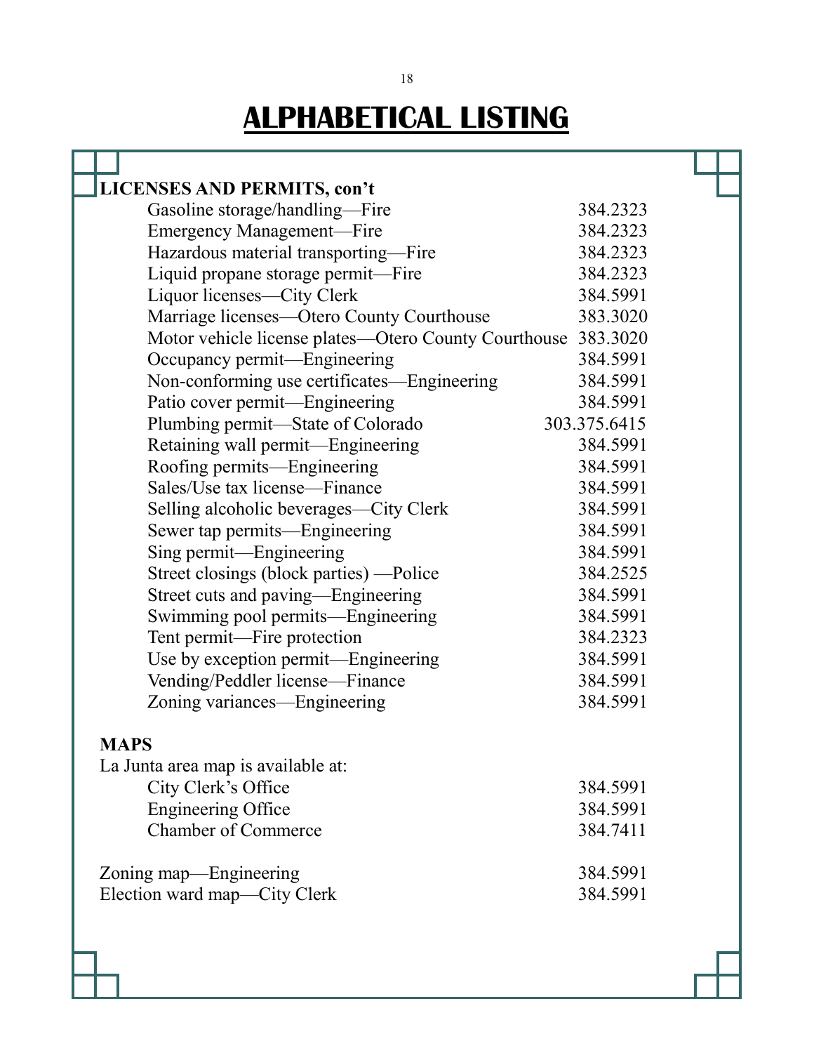# ALPHABETICAL LISTING

**LICENSES AND PERMITS, con't**

| | |
|---|---|
| Gasoline storage/handling—Fire | 384.2323 |
| Emergency Management—Fire | 384.2323 |
| Hazardous material transporting—Fire | 384.2323 |
| Liquid propane storage permit—Fire | 384.2323 |
| Liquor licenses—City Clerk | 384.5991 |
| Marriage licenses—Otero County Courthouse | 383.3020 |
| Motor vehicle license plates—Otero County Courthouse | 383.3020 |
| Occupancy permit—Engineering | 384.5991 |
| Non-conforming use certificates—Engineering | 384.5991 |
| Patio cover permit—Engineering | 384.5991 |
| Plumbing permit—State of Colorado | 303.375.6415 |
| Retaining wall permit—Engineering | 384.5991 |
| Roofing permits—Engineering | 384.5991 |
| Sales/Use tax license—Finance | 384.5991 |
| Selling alcoholic beverages—City Clerk | 384.5991 |
| Sewer tap permits—Engineering | 384.5991 |
| Sing permit—Engineering | 384.5991 |
| Street closings (block parties) —Police | 384.2525 |
| Street cuts and paving—Engineering | 384.5991 |
| Swimming pool permits—Engineering | 384.5991 |
| Tent permit—Fire protection | 384.2323 |
| Use by exception permit—Engineering | 384.5991 |
| Vending/Peddler license—Finance | 384.5991 |
| Zoning variances—Engineering | 384.5991 |

**MAPS**

La Junta area map is available at:

| | |
|---|---|
| City Clerk's Office | 384.5991 |
| Engineering Office | 384.5991 |
| Chamber of Commerce | 384.7411 |

| | |
|---|---|
| Zoning map—Engineering | 384.5991 |
| Election ward map—City Clerk | 384.5991 |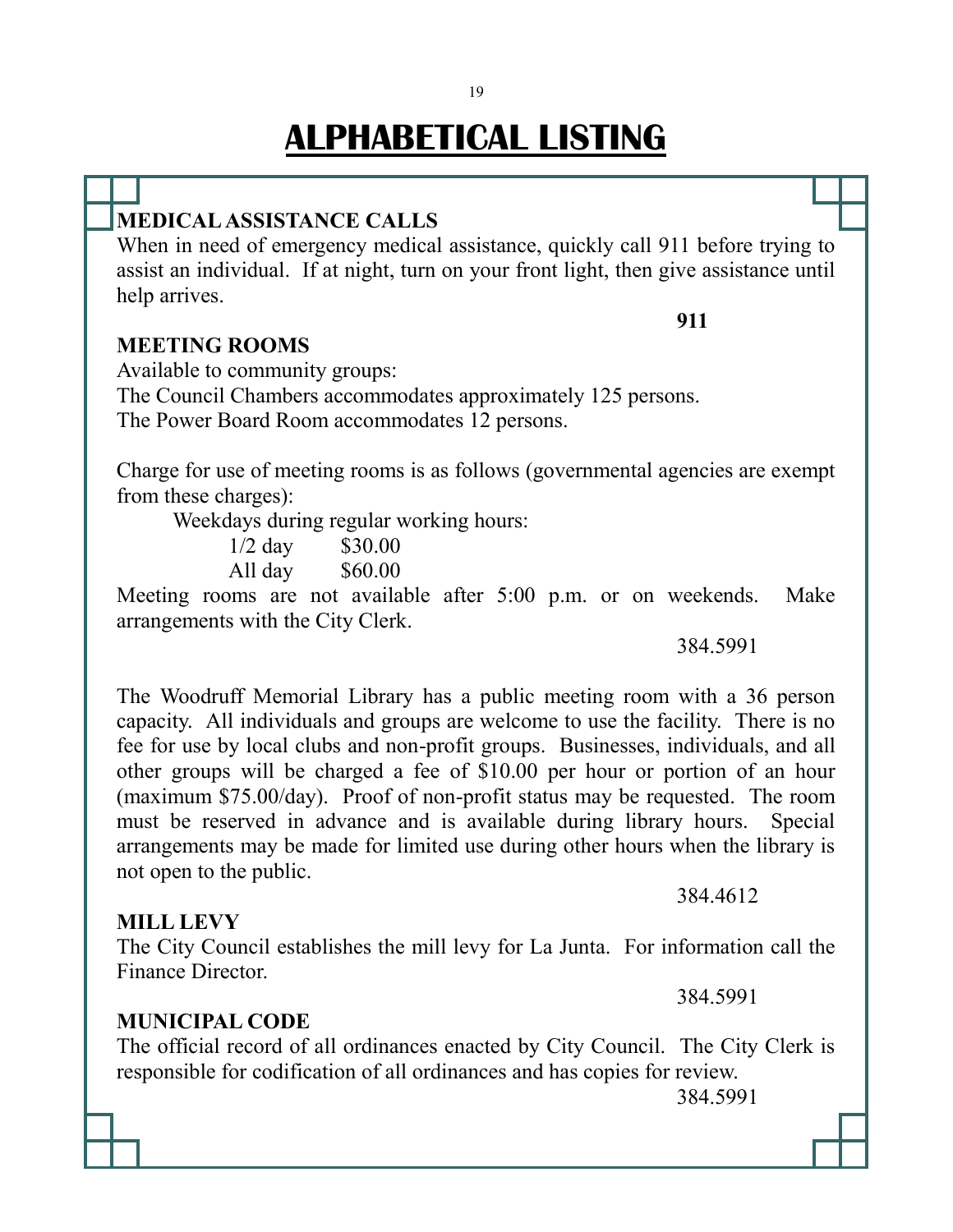# ALPHABETICAL LISTING

**MEDICAL ASSISTANCE CALLS**

When in need of emergency medical assistance, quickly call 911 before trying to assist an individual. If at night, turn on your front light, then give assistance until help arrives.

**911**

**MEETING ROOMS**

Available to community groups:
The Council Chambers accommodates approximately 125 persons.
The Power Board Room accommodates 12 persons.

Charge for use of meeting rooms is as follows (governmental agencies are exempt from these charges):

Weekdays during regular working hours:

| | |
|---|---|
| 1/2 day | $30.00 |
| All day | $60.00 |

Meeting rooms are not available after 5:00 p.m. or on weekends. Make arrangements with the City Clerk.

384.5991

The Woodruff Memorial Library has a public meeting room with a 36 person capacity. All individuals and groups are welcome to use the facility. There is no fee for use by local clubs and non-profit groups. Businesses, individuals, and all other groups will be charged a fee of $10.00 per hour or portion of an hour (maximum $75.00/day). Proof of non-profit status may be requested. The room must be reserved in advance and is available during library hours. Special arrangements may be made for limited use during other hours when the library is not open to the public.

384.4612

**MILL LEVY**

The City Council establishes the mill levy for La Junta. For information call the Finance Director.

384.5991

**MUNICIPAL CODE**

The official record of all ordinances enacted by City Council. The City Clerk is responsible for codification of all ordinances and has copies for review.

384.5991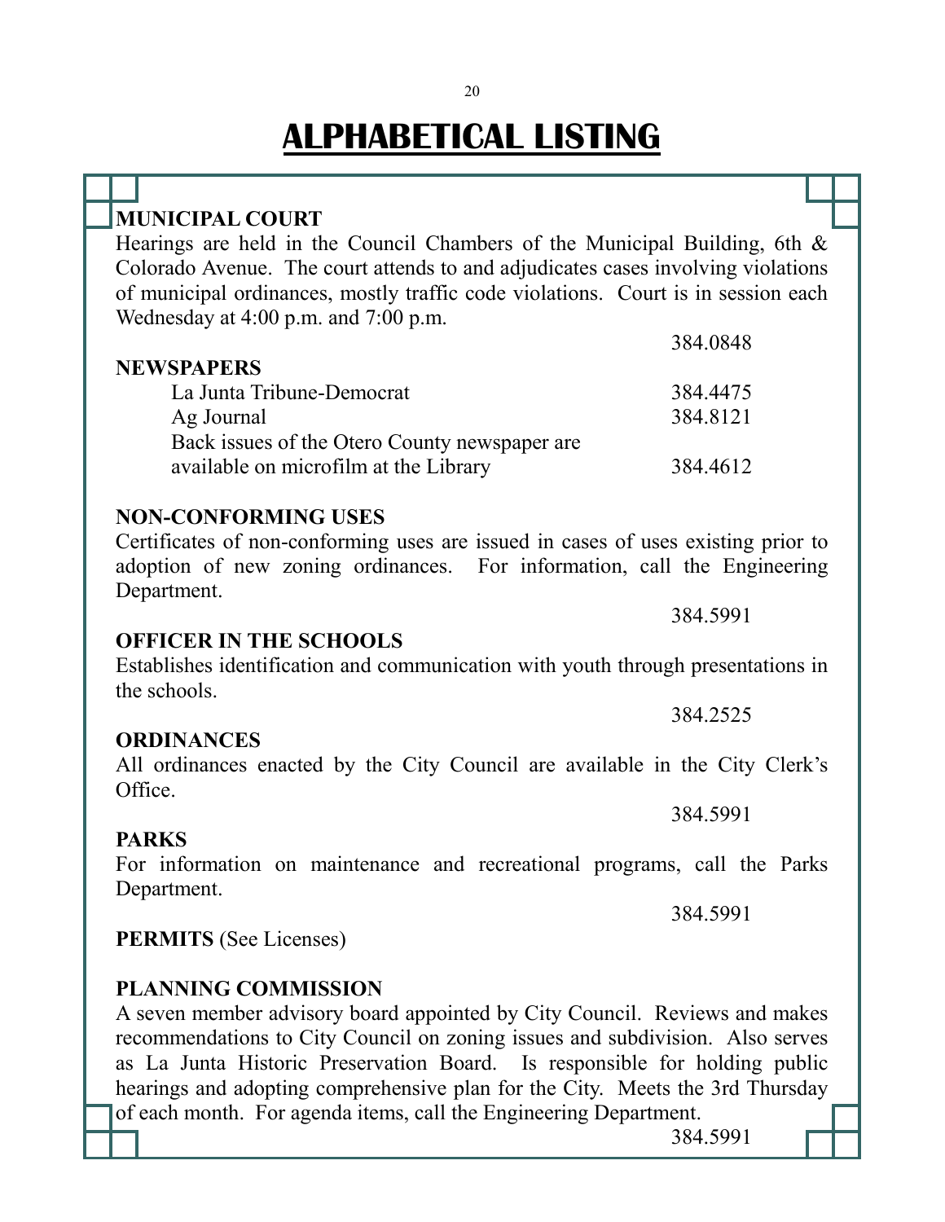# ALPHABETICAL LISTING

**MUNICIPAL COURT**

Hearings are held in the Council Chambers of the Municipal Building, 6th & Colorado Avenue. The court attends to and adjudicates cases involving violations of municipal ordinances, mostly traffic code violations. Court is in session each Wednesday at 4:00 p.m. and 7:00 p.m.

384.0848

**NEWSPAPERS**

| | |
|---|---|
| La Junta Tribune-Democrat | 384.4475 |
| Ag Journal | 384.8121 |
| Back issues of the Otero County newspaper are available on microfilm at the Library | 384.4612 |

**NON-CONFORMING USES**

Certificates of non-conforming uses are issued in cases of uses existing prior to adoption of new zoning ordinances. For information, call the Engineering Department.

384.5991

**OFFICER IN THE SCHOOLS**

Establishes identification and communication with youth through presentations in the schools.

384.2525

**ORDINANCES**

All ordinances enacted by the City Council are available in the City Clerk's Office.

384.5991

**PARKS**

For information on maintenance and recreational programs, call the Parks Department.

384.5991

**PERMITS** (See Licenses)

**PLANNING COMMISSION**

A seven member advisory board appointed by City Council. Reviews and makes recommendations to City Council on zoning issues and subdivision. Also serves as La Junta Historic Preservation Board. Is responsible for holding public hearings and adopting comprehensive plan for the City. Meets the 3rd Thursday of each month. For agenda items, call the Engineering Department.

384.5991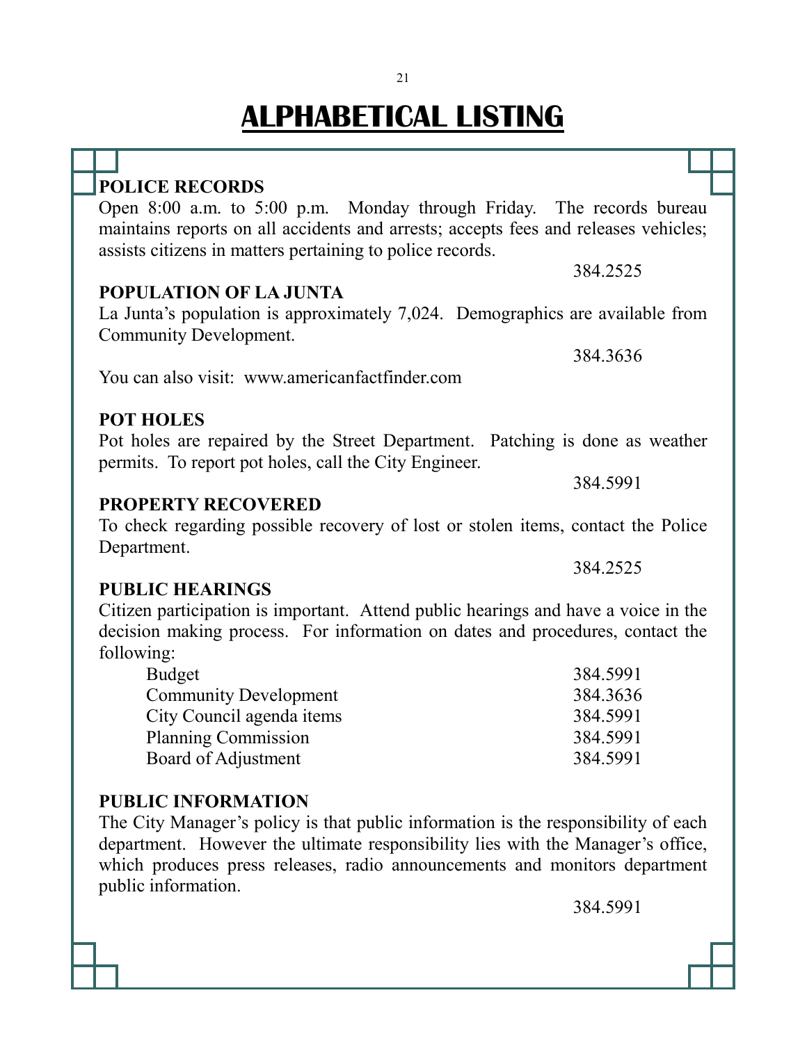# ALPHABETICAL LISTING

**POLICE RECORDS**

Open 8:00 a.m. to 5:00 p.m. Monday through Friday. The records bureau maintains reports on all accidents and arrests; accepts fees and releases vehicles; assists citizens in matters pertaining to police records.

384.2525

**POPULATION OF LA JUNTA**

La Junta's population is approximately 7,024. Demographics are available from Community Development.

384.3636

You can also visit: www.americanfactfinder.com

**POT HOLES**

Pot holes are repaired by the Street Department. Patching is done as weather permits. To report pot holes, call the City Engineer.

384.5991

**PROPERTY RECOVERED**

To check regarding possible recovery of lost or stolen items, contact the Police Department.

384.2525

**PUBLIC HEARINGS**

Citizen participation is important. Attend public hearings and have a voice in the decision making process. For information on dates and procedures, contact the following:

| | |
|---|---|
| Budget | 384.5991 |
| Community Development | 384.3636 |
| City Council agenda items | 384.5991 |
| Planning Commission | 384.5991 |
| Board of Adjustment | 384.5991 |

**PUBLIC INFORMATION**

The City Manager's policy is that public information is the responsibility of each department. However the ultimate responsibility lies with the Manager's office, which produces press releases, radio announcements and monitors department public information.

384.5991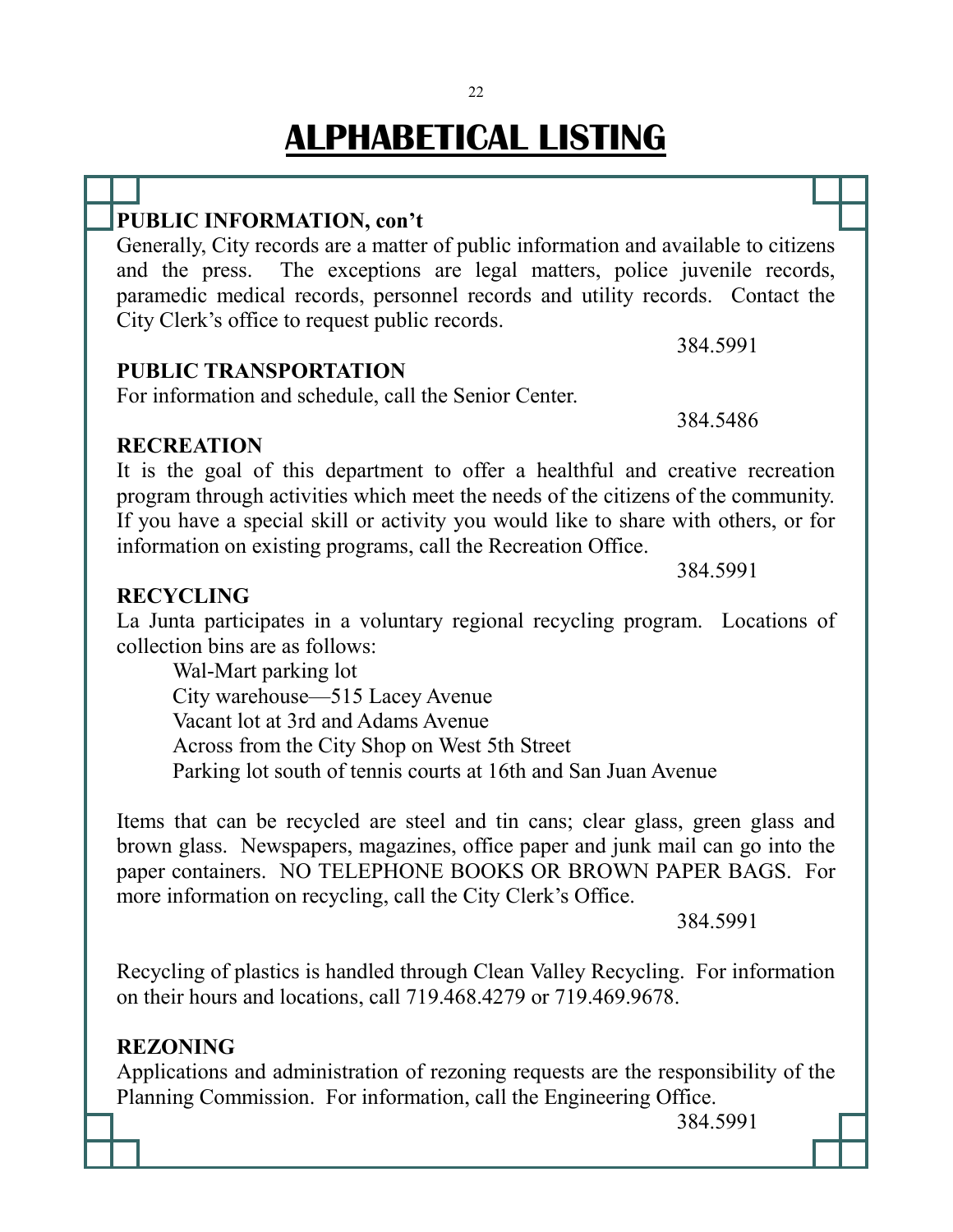# ALPHABETICAL LISTING

**PUBLIC INFORMATION, con't**

Generally, City records are a matter of public information and available to citizens and the press. The exceptions are legal matters, police juvenile records, paramedic medical records, personnel records and utility records. Contact the City Clerk's office to request public records.

384.5991

**PUBLIC TRANSPORTATION**

For information and schedule, call the Senior Center.

384.5486

**RECREATION**

It is the goal of this department to offer a healthful and creative recreation program through activities which meet the needs of the citizens of the community. If you have a special skill or activity you would like to share with others, or for information on existing programs, call the Recreation Office.

384.5991

**RECYCLING**

La Junta participates in a voluntary regional recycling program. Locations of collection bins are as follows:

- Wal-Mart parking lot
- City warehouse—515 Lacey Avenue
- Vacant lot at 3rd and Adams Avenue
- Across from the City Shop on West 5th Street
- Parking lot south of tennis courts at 16th and San Juan Avenue

Items that can be recycled are steel and tin cans; clear glass, green glass and brown glass. Newspapers, magazines, office paper and junk mail can go into the paper containers. NO TELEPHONE BOOKS OR BROWN PAPER BAGS. For more information on recycling, call the City Clerk's Office.

384.5991

Recycling of plastics is handled through Clean Valley Recycling. For information on their hours and locations, call 719.468.4279 or 719.469.9678.

**REZONING**

Applications and administration of rezoning requests are the responsibility of the Planning Commission. For information, call the Engineering Office.

384.5991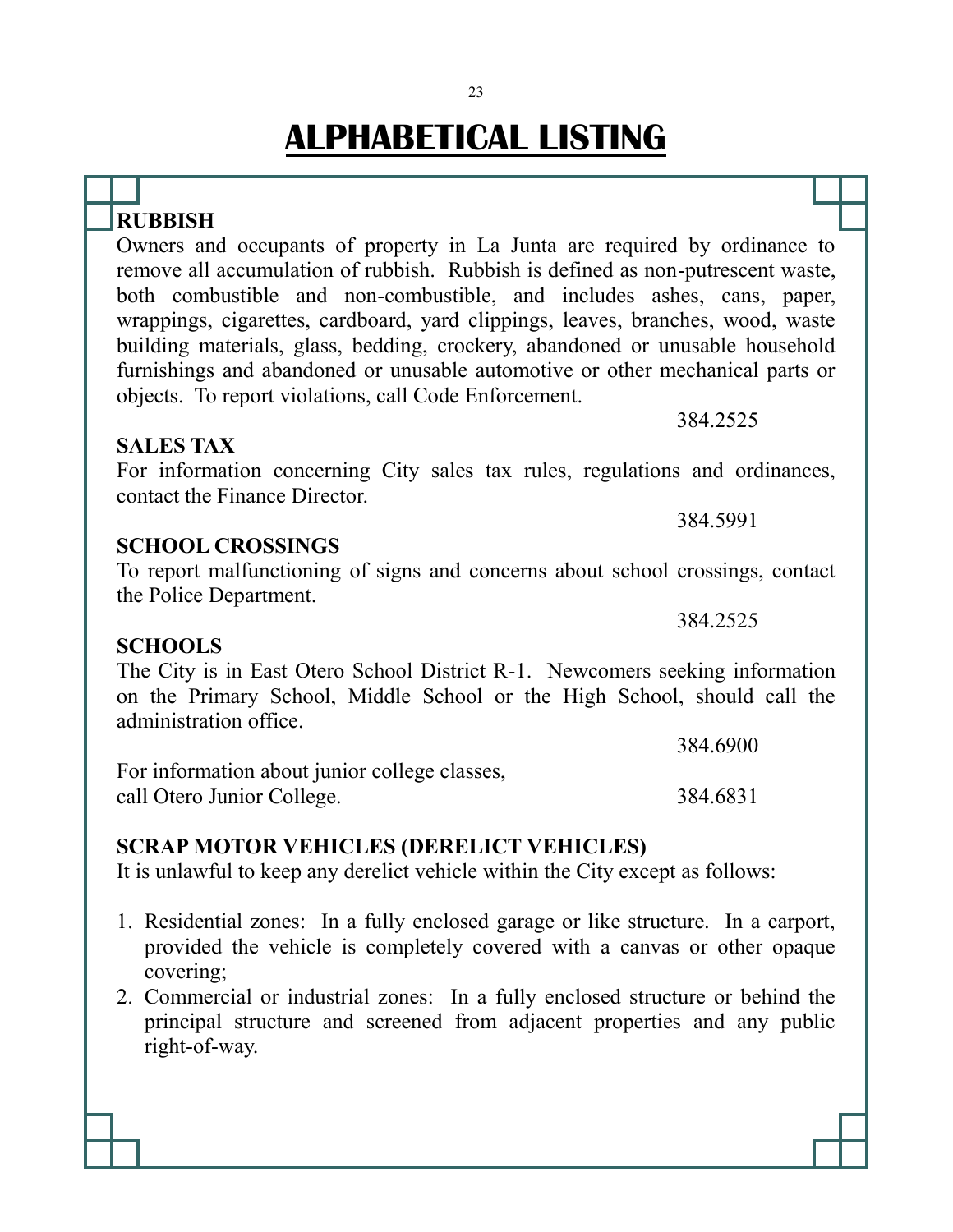# ALPHABETICAL LISTING

**RUBBISH**

Owners and occupants of property in La Junta are required by ordinance to remove all accumulation of rubbish. Rubbish is defined as non-putrescent waste, both combustible and non-combustible, and includes ashes, cans, paper, wrappings, cigarettes, cardboard, yard clippings, leaves, branches, wood, waste building materials, glass, bedding, crockery, abandoned or unusable household furnishings and abandoned or unusable automotive or other mechanical parts or objects. To report violations, call Code Enforcement.

384.2525

**SALES TAX**

For information concerning City sales tax rules, regulations and ordinances, contact the Finance Director.

384.5991

**SCHOOL CROSSINGS**

To report malfunctioning of signs and concerns about school crossings, contact the Police Department.

384.2525

**SCHOOLS**

The City is in East Otero School District R-1. Newcomers seeking information on the Primary School, Middle School or the High School, should call the administration office.

384.6900

For information about junior college classes, call Otero Junior College. 384.6831

**SCRAP MOTOR VEHICLES (DERELICT VEHICLES)**

It is unlawful to keep any derelict vehicle within the City except as follows:

1. Residential zones: In a fully enclosed garage or like structure. In a carport, provided the vehicle is completely covered with a canvas or other opaque covering;
2. Commercial or industrial zones: In a fully enclosed structure or behind the principal structure and screened from adjacent properties and any public right-of-way.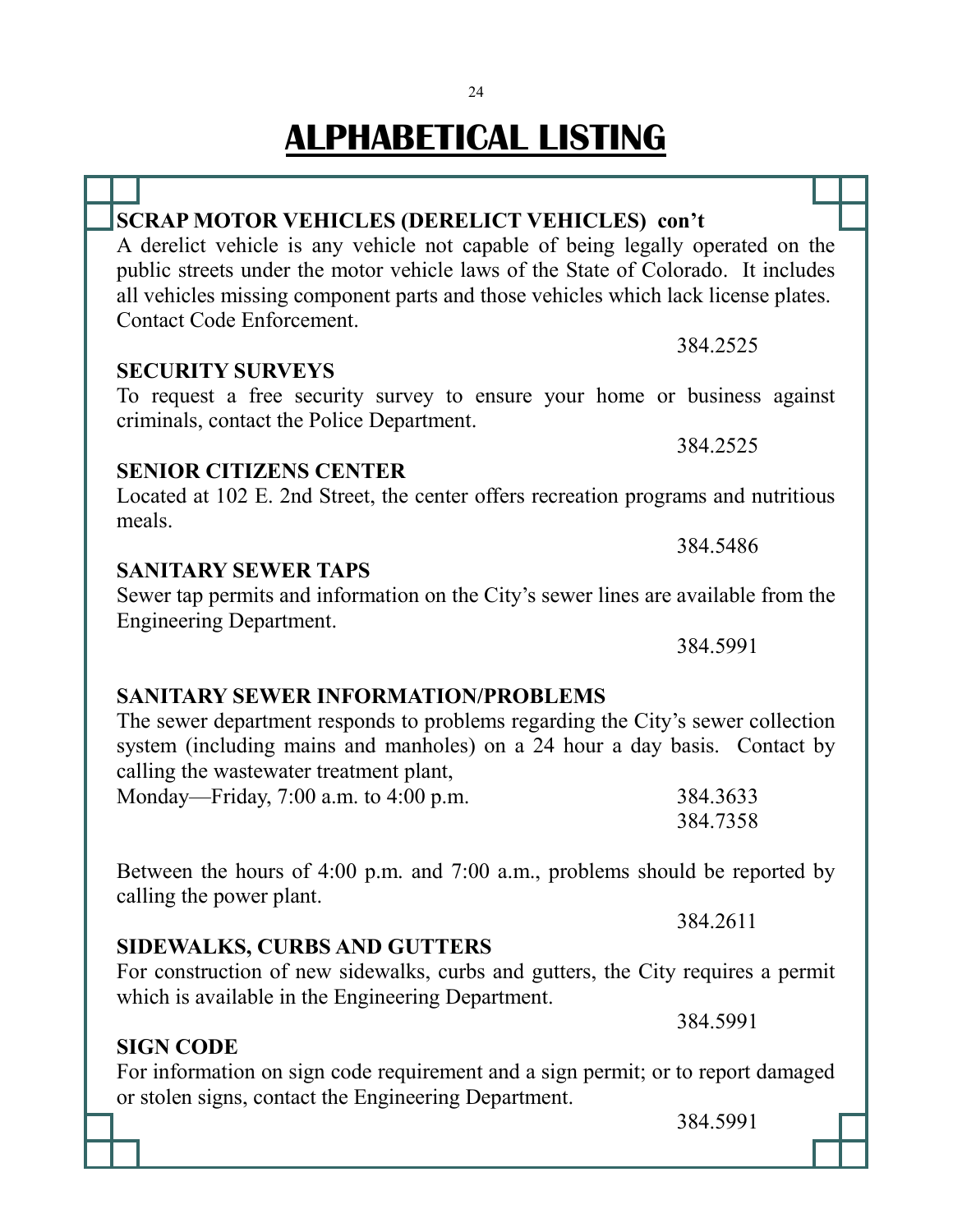# ALPHABETICAL LISTING

**SCRAP MOTOR VEHICLES (DERELICT VEHICLES) con't**

A derelict vehicle is any vehicle not capable of being legally operated on the public streets under the motor vehicle laws of the State of Colorado. It includes all vehicles missing component parts and those vehicles which lack license plates. Contact Code Enforcement.

384.2525

**SECURITY SURVEYS**

To request a free security survey to ensure your home or business against criminals, contact the Police Department.

384.2525

**SENIOR CITIZENS CENTER**

Located at 102 E. 2nd Street, the center offers recreation programs and nutritious meals.

384.5486

**SANITARY SEWER TAPS**

Sewer tap permits and information on the City's sewer lines are available from the Engineering Department.

384.5991

**SANITARY SEWER INFORMATION/PROBLEMS**

The sewer department responds to problems regarding the City's sewer collection system (including mains and manholes) on a 24 hour a day basis. Contact by calling the wastewater treatment plant,

Monday—Friday, 7:00 a.m. to 4:00 p.m. 384.3633
384.7358

Between the hours of 4:00 p.m. and 7:00 a.m., problems should be reported by calling the power plant.

384.2611

**SIDEWALKS, CURBS AND GUTTERS**

For construction of new sidewalks, curbs and gutters, the City requires a permit which is available in the Engineering Department.

384.5991

**SIGN CODE**

For information on sign code requirement and a sign permit; or to report damaged or stolen signs, contact the Engineering Department.

384.5991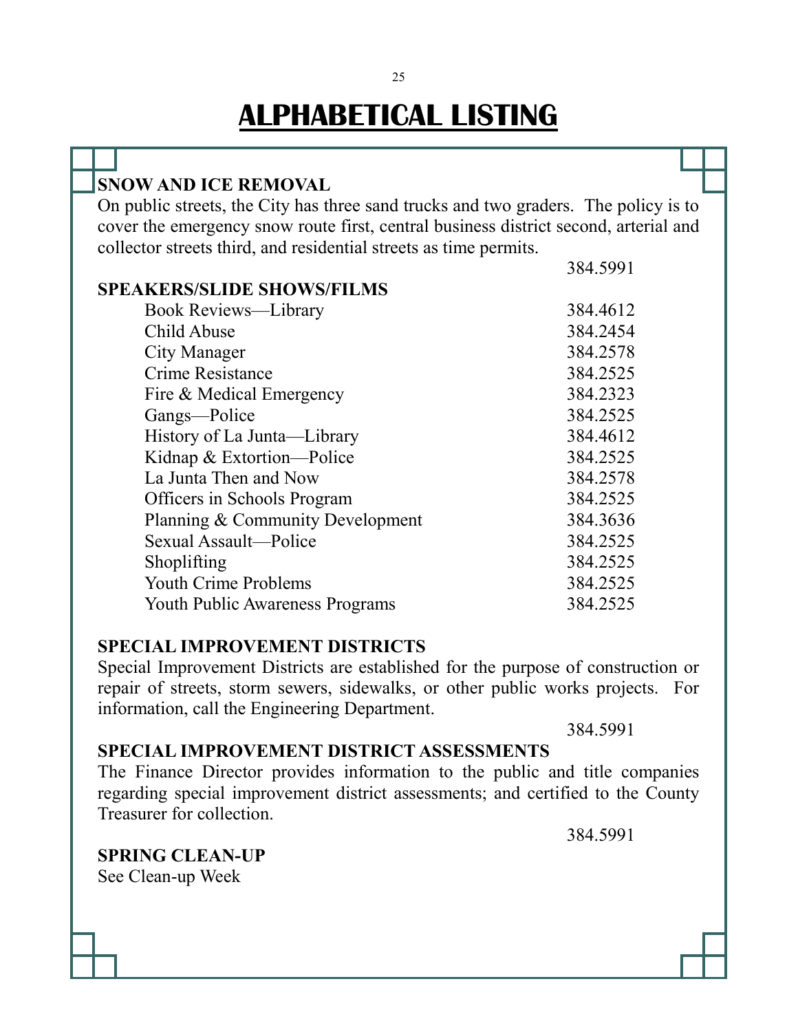# ALPHABETICAL LISTING

**SNOW AND ICE REMOVAL**

On public streets, the City has three sand trucks and two graders. The policy is to cover the emergency snow route first, central business district second, arterial and collector streets third, and residential streets as time permits.

384.5991

**SPEAKERS/SLIDE SHOWS/FILMS**

| | |
|---|---|
| Book Reviews—Library | 384.4612 |
| Child Abuse | 384.2454 |
| City Manager | 384.2578 |
| Crime Resistance | 384.2525 |
| Fire & Medical Emergency | 384.2323 |
| Gangs—Police | 384.2525 |
| History of La Junta—Library | 384.4612 |
| Kidnap & Extortion—Police | 384.2525 |
| La Junta Then and Now | 384.2578 |
| Officers in Schools Program | 384.2525 |
| Planning & Community Development | 384.3636 |
| Sexual Assault—Police | 384.2525 |
| Shoplifting | 384.2525 |
| Youth Crime Problems | 384.2525 |
| Youth Public Awareness Programs | 384.2525 |

**SPECIAL IMPROVEMENT DISTRICTS**

Special Improvement Districts are established for the purpose of construction or repair of streets, storm sewers, sidewalks, or other public works projects. For information, call the Engineering Department.

384.5991

**SPECIAL IMPROVEMENT DISTRICT ASSESSMENTS**

The Finance Director provides information to the public and title companies regarding special improvement district assessments; and certified to the County Treasurer for collection.

384.5991

**SPRING CLEAN-UP**

See Clean-up Week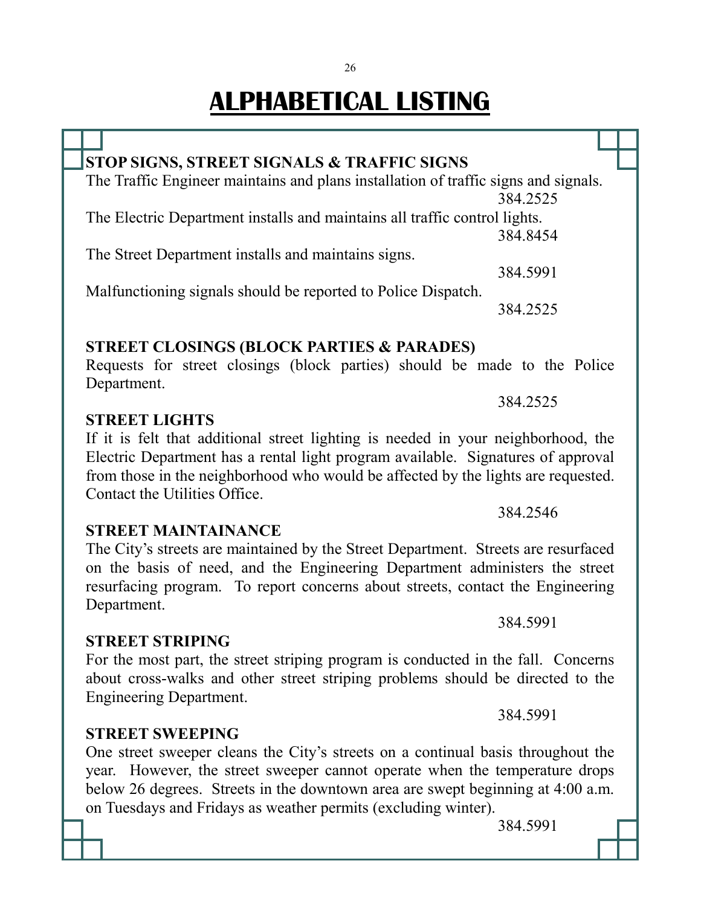# ALPHABETICAL LISTING

**STOP SIGNS, STREET SIGNALS & TRAFFIC SIGNS**

The Traffic Engineer maintains and plans installation of traffic signs and signals.
384.2525

The Electric Department installs and maintains all traffic control lights.
384.8454

The Street Department installs and maintains signs.
384.5991

Malfunctioning signals should be reported to Police Dispatch.
384.2525

**STREET CLOSINGS (BLOCK PARTIES & PARADES)**

Requests for street closings (block parties) should be made to the Police Department.
384.2525

**STREET LIGHTS**

If it is felt that additional street lighting is needed in your neighborhood, the Electric Department has a rental light program available. Signatures of approval from those in the neighborhood who would be affected by the lights are requested. Contact the Utilities Office.
384.2546

**STREET MAINTAINANCE**

The City's streets are maintained by the Street Department. Streets are resurfaced on the basis of need, and the Engineering Department administers the street resurfacing program. To report concerns about streets, contact the Engineering Department.
384.5991

**STREET STRIPING**

For the most part, the street striping program is conducted in the fall. Concerns about cross-walks and other street striping problems should be directed to the Engineering Department.
384.5991

**STREET SWEEPING**

One street sweeper cleans the City's streets on a continual basis throughout the year. However, the street sweeper cannot operate when the temperature drops below 26 degrees. Streets in the downtown area are swept beginning at 4:00 a.m. on Tuesdays and Fridays as weather permits (excluding winter).
384.5991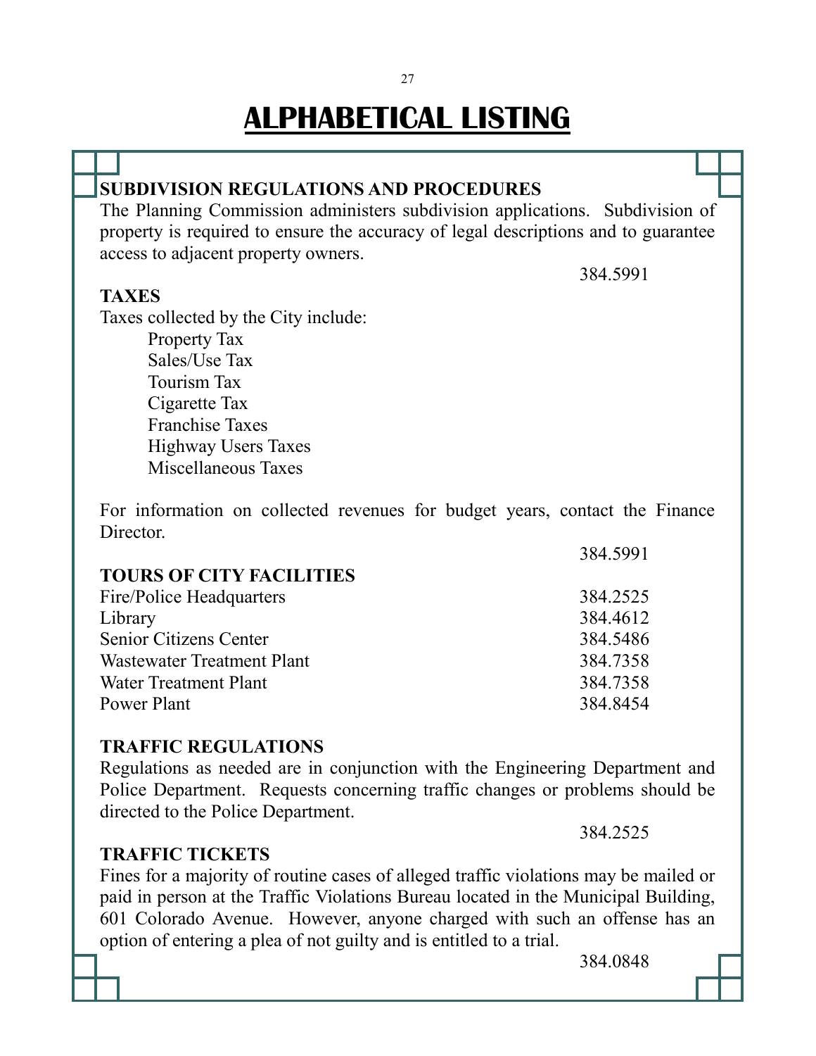# ALPHABETICAL LISTING

**SUBDIVISION REGULATIONS AND PROCEDURES**

The Planning Commission administers subdivision applications. Subdivision of property is required to ensure the accuracy of legal descriptions and to guarantee access to adjacent property owners.

384.5991

**TAXES**

Taxes collected by the City include:

- Property Tax
- Sales/Use Tax
- Tourism Tax
- Cigarette Tax
- Franchise Taxes
- Highway Users Taxes
- Miscellaneous Taxes

For information on collected revenues for budget years, contact the Finance Director.

384.5991

**TOURS OF CITY FACILITIES**

| | |
|---|---|
| Fire/Police Headquarters | 384.2525 |
| Library | 384.4612 |
| Senior Citizens Center | 384.5486 |
| Wastewater Treatment Plant | 384.7358 |
| Water Treatment Plant | 384.7358 |
| Power Plant | 384.8454 |

**TRAFFIC REGULATIONS**

Regulations as needed are in conjunction with the Engineering Department and Police Department. Requests concerning traffic changes or problems should be directed to the Police Department.

384.2525

**TRAFFIC TICKETS**

Fines for a majority of routine cases of alleged traffic violations may be mailed or paid in person at the Traffic Violations Bureau located in the Municipal Building, 601 Colorado Avenue. However, anyone charged with such an offense has an option of entering a plea of not guilty and is entitled to a trial.

384.0848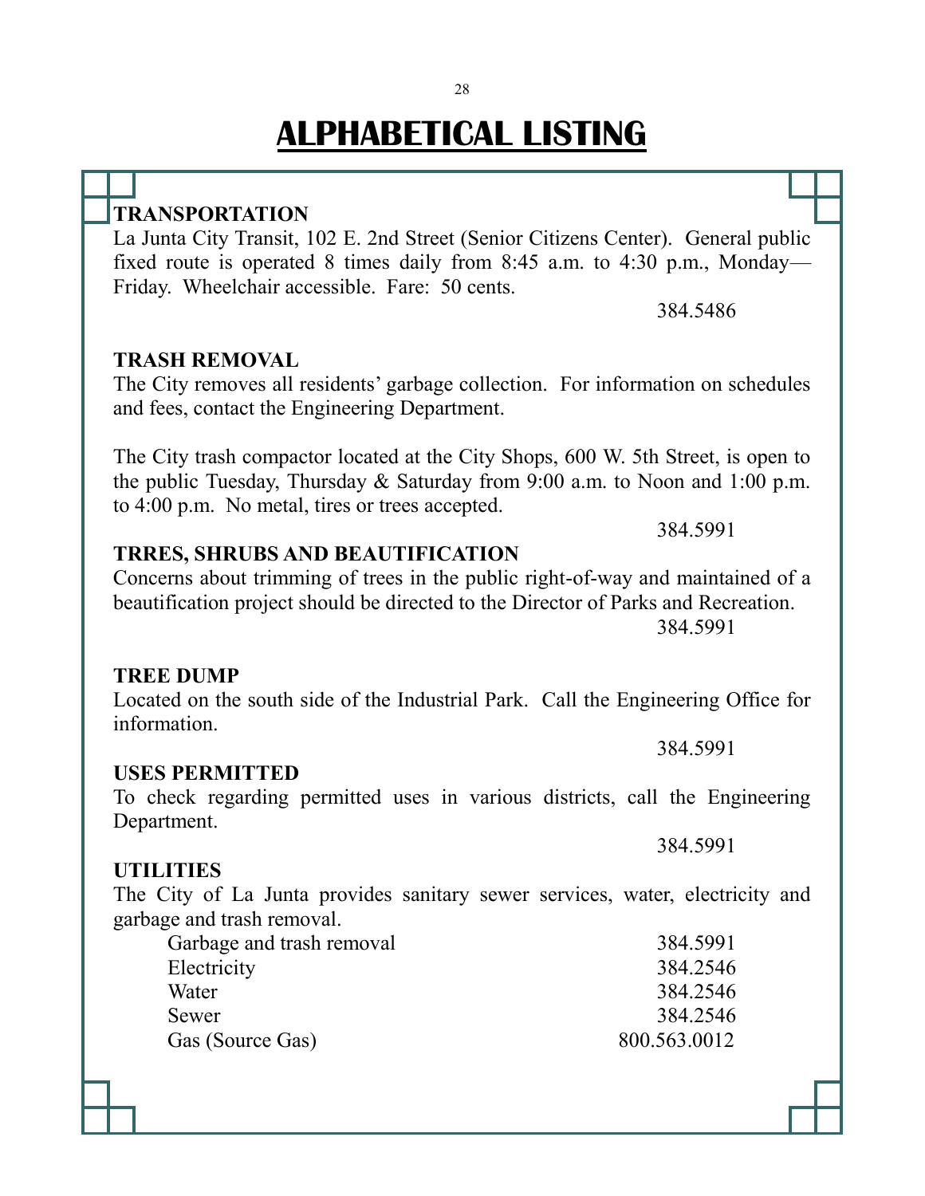# ALPHABETICAL LISTING

**TRANSPORTATION**

La Junta City Transit, 102 E. 2nd Street (Senior Citizens Center). General public fixed route is operated 8 times daily from 8:45 a.m. to 4:30 p.m., Monday—Friday. Wheelchair accessible. Fare: 50 cents.

384.5486

**TRASH REMOVAL**

The City removes all residents' garbage collection. For information on schedules and fees, contact the Engineering Department.

The City trash compactor located at the City Shops, 600 W. 5th Street, is open to the public Tuesday, Thursday & Saturday from 9:00 a.m. to Noon and 1:00 p.m. to 4:00 p.m. No metal, tires or trees accepted.

384.5991

**TRRES, SHRUBS AND BEAUTIFICATION**

Concerns about trimming of trees in the public right-of-way and maintained of a beautification project should be directed to the Director of Parks and Recreation.

384.5991

**TREE DUMP**

Located on the south side of the Industrial Park. Call the Engineering Office for information.

384.5991

**USES PERMITTED**

To check regarding permitted uses in various districts, call the Engineering Department.

384.5991

**UTILITIES**

The City of La Junta provides sanitary sewer services, water, electricity and garbage and trash removal.

| | |
|---|---|
| Garbage and trash removal | 384.5991 |
| Electricity | 384.2546 |
| Water | 384.2546 |
| Sewer | 384.2546 |
| Gas (Source Gas) | 800.563.0012 |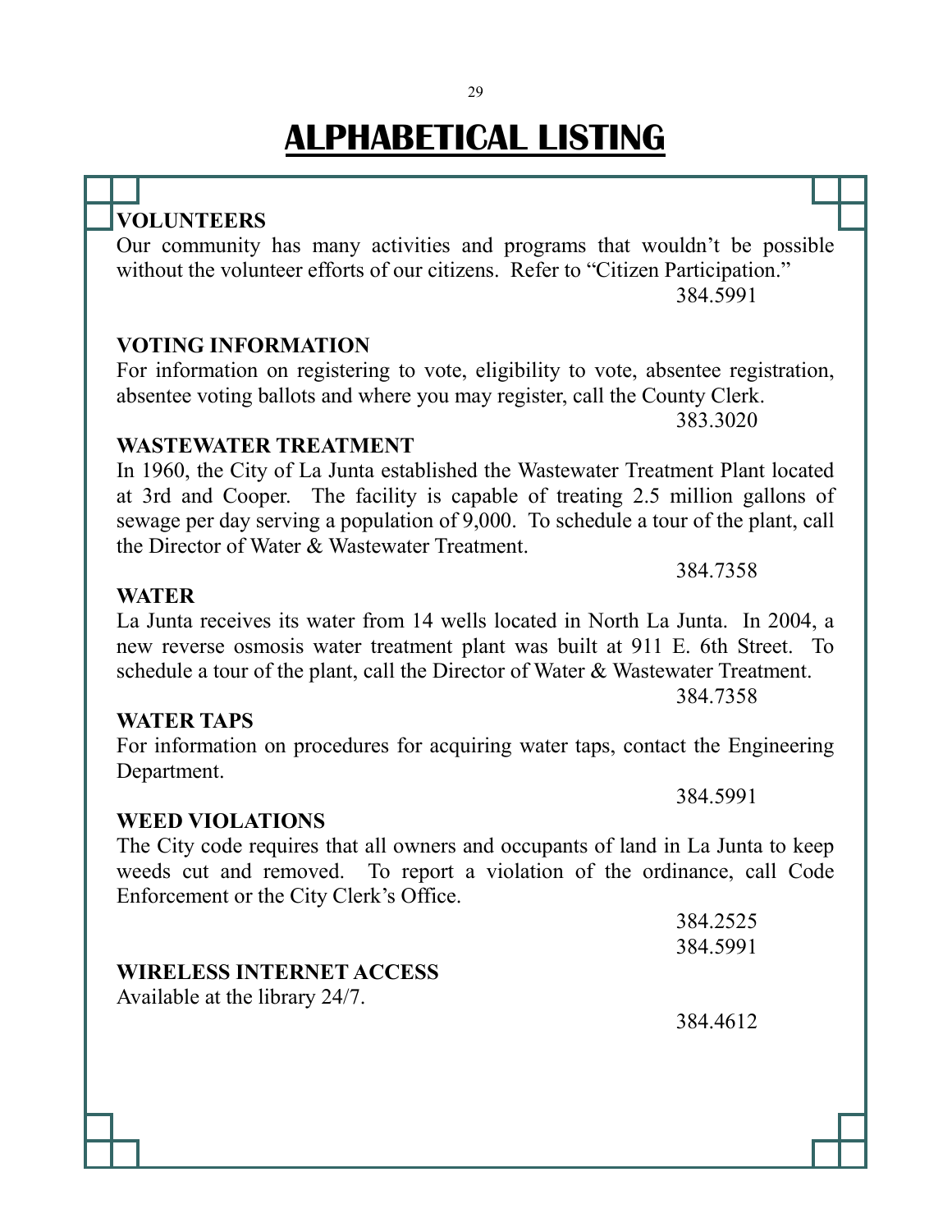# ALPHABETICAL LISTING

**VOLUNTEERS**

Our community has many activities and programs that wouldn't be possible without the volunteer efforts of our citizens. Refer to "Citizen Participation."

384.5991

**VOTING INFORMATION**

For information on registering to vote, eligibility to vote, absentee registration, absentee voting ballots and where you may register, call the County Clerk.

383.3020

**WASTEWATER TREATMENT**

In 1960, the City of La Junta established the Wastewater Treatment Plant located at 3rd and Cooper. The facility is capable of treating 2.5 million gallons of sewage per day serving a population of 9,000. To schedule a tour of the plant, call the Director of Water & Wastewater Treatment.

384.7358

**WATER**

La Junta receives its water from 14 wells located in North La Junta. In 2004, a new reverse osmosis water treatment plant was built at 911 E. 6th Street. To schedule a tour of the plant, call the Director of Water & Wastewater Treatment.

384.7358

**WATER TAPS**

For information on procedures for acquiring water taps, contact the Engineering Department.

384.5991

**WEED VIOLATIONS**

The City code requires that all owners and occupants of land in La Junta to keep weeds cut and removed. To report a violation of the ordinance, call Code Enforcement or the City Clerk's Office.

384.2525
384.5991

**WIRELESS INTERNET ACCESS**

Available at the library 24/7.

384.4612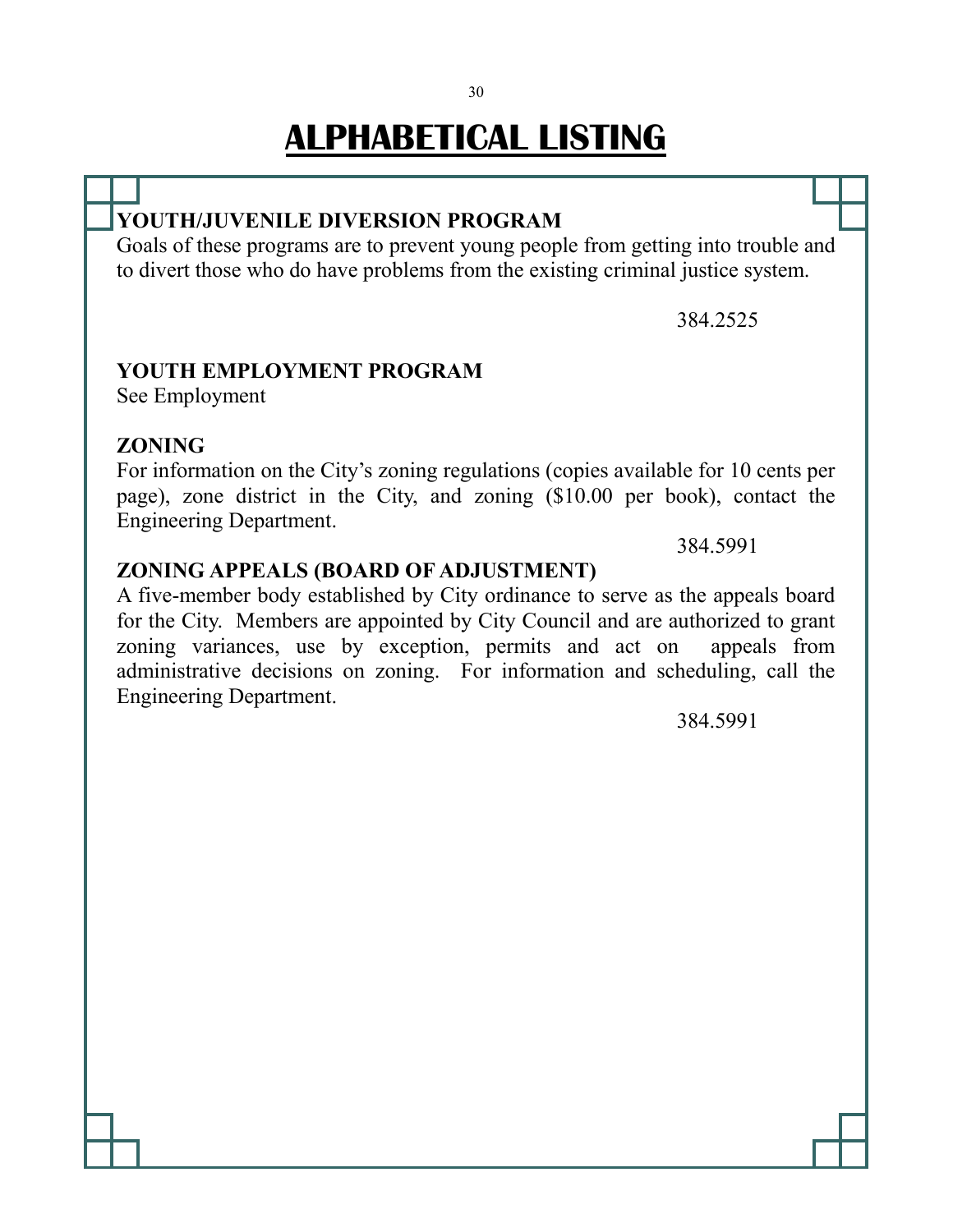# ALPHABETICAL LISTING

**YOUTH/JUVENILE DIVERSION PROGRAM**
Goals of these programs are to prevent young people from getting into trouble and to divert those who do have problems from the existing criminal justice system.

384.2525

**YOUTH EMPLOYMENT PROGRAM**
See Employment

**ZONING**
For information on the City's zoning regulations (copies available for 10 cents per page), zone district in the City, and zoning ($10.00 per book), contact the Engineering Department.

384.5991

**ZONING APPEALS (BOARD OF ADJUSTMENT)**
A five-member body established by City ordinance to serve as the appeals board for the City. Members are appointed by City Council and are authorized to grant zoning variances, use by exception, permits and act on appeals from administrative decisions on zoning. For information and scheduling, call the Engineering Department.

384.5991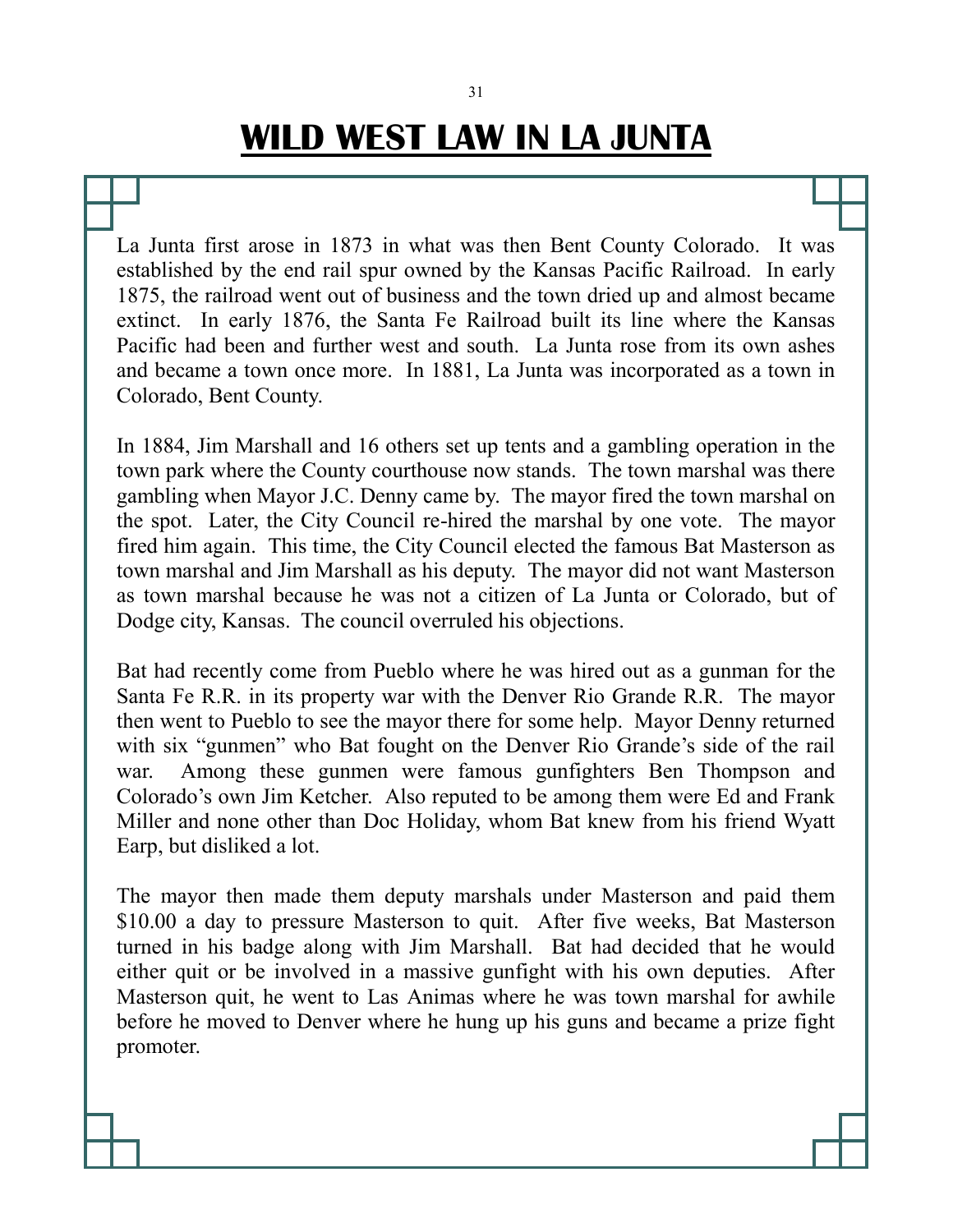# WILD WEST LAW IN LA JUNTA

La Junta first arose in 1873 in what was then Bent County Colorado. It was established by the end rail spur owned by the Kansas Pacific Railroad. In early 1875, the railroad went out of business and the town dried up and almost became extinct. In early 1876, the Santa Fe Railroad built its line where the Kansas Pacific had been and further west and south. La Junta rose from its own ashes and became a town once more. In 1881, La Junta was incorporated as a town in Colorado, Bent County.

In 1884, Jim Marshall and 16 others set up tents and a gambling operation in the town park where the County courthouse now stands. The town marshal was there gambling when Mayor J.C. Denny came by. The mayor fired the town marshal on the spot. Later, the City Council re-hired the marshal by one vote. The mayor fired him again. This time, the City Council elected the famous Bat Masterson as town marshal and Jim Marshall as his deputy. The mayor did not want Masterson as town marshal because he was not a citizen of La Junta or Colorado, but of Dodge city, Kansas. The council overruled his objections.

Bat had recently come from Pueblo where he was hired out as a gunman for the Santa Fe R.R. in its property war with the Denver Rio Grande R.R. The mayor then went to Pueblo to see the mayor there for some help. Mayor Denny returned with six "gunmen" who Bat fought on the Denver Rio Grande's side of the rail war. Among these gunmen were famous gunfighters Ben Thompson and Colorado's own Jim Ketcher. Also reputed to be among them were Ed and Frank Miller and none other than Doc Holiday, whom Bat knew from his friend Wyatt Earp, but disliked a lot.

The mayor then made them deputy marshals under Masterson and paid them $10.00 a day to pressure Masterson to quit. After five weeks, Bat Masterson turned in his badge along with Jim Marshall. Bat had decided that he would either quit or be involved in a massive gunfight with his own deputies. After Masterson quit, he went to Las Animas where he was town marshal for awhile before he moved to Denver where he hung up his guns and became a prize fight promoter.